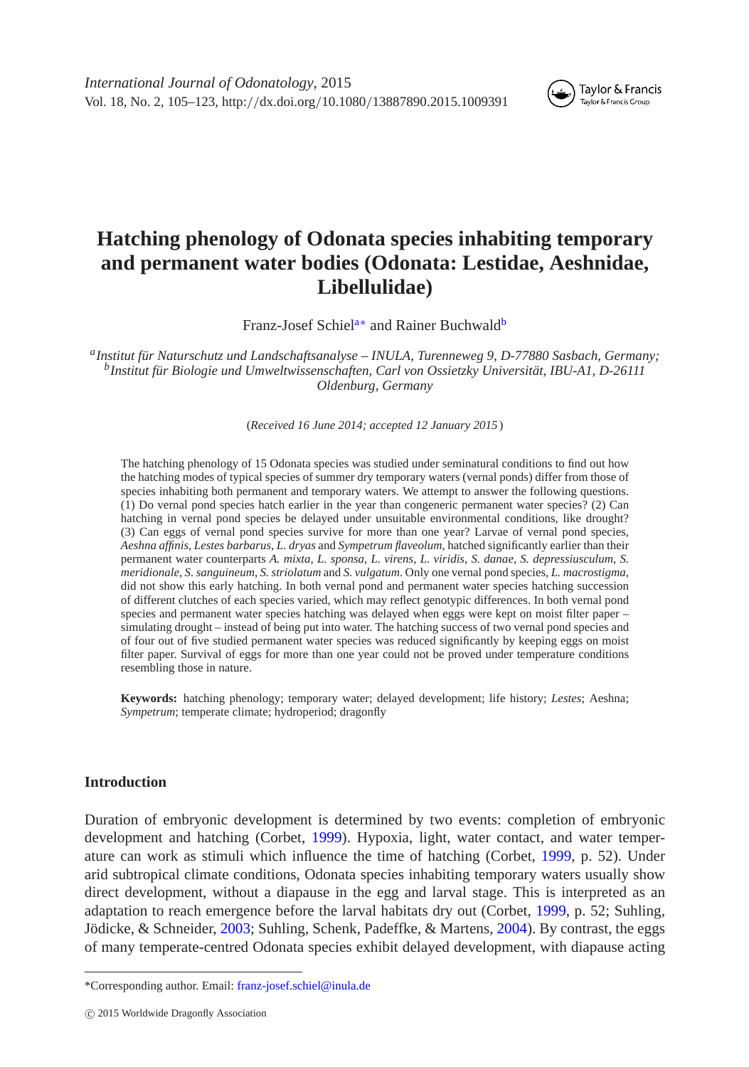# Hatching phenology of Odonata species inhabiting temporary and permanent water bodies (Odonata: Lestidae, Aeshnidae, Libellulidae)

Franz-Josef Schiel[a*] and Rainer Buchwald[b]

[a]*Institut für Naturschutz und Landschaftsanalyse – INULA, Turenneweg 9, D-77880 Sasbach, Germany;*
[b]*Institut für Biologie und Umweltwissenschaften, Carl von Ossietzky Universität, IBU-A1, D-26111 Oldenburg, Germany*

(*Received 16 June 2014; accepted 12 January 2015*)

The hatching phenology of 15 Odonata species was studied under seminatural conditions to find out how the hatching modes of typical species of summer dry temporary waters (vernal ponds) differ from those of species inhabiting both permanent and temporary waters. We attempt to answer the following questions. (1) Do vernal pond species hatch earlier in the year than congeneric permanent water species? (2) Can hatching in vernal pond species be delayed under unsuitable environmental conditions, like drought? (3) Can eggs of vernal pond species survive for more than one year? Larvae of vernal pond species, *Aeshna affinis*, *Lestes barbarus*, *L. dryas* and *Sympetrum flaveolum*, hatched significantly earlier than their permanent water counterparts *A. mixta*, *L. sponsa*, *L. virens*, *L. viridis*, *S. danae*, *S. depressiusculum*, *S. meridionale*, *S. sanguineum*, *S. striolatum* and *S. vulgatum*. Only one vernal pond species, *L. macrostigma*, did not show this early hatching. In both vernal pond and permanent water species hatching succession of different clutches of each species varied, which may reflect genotypic differences. In both vernal pond species and permanent water species hatching was delayed when eggs were kept on moist filter paper – simulating drought – instead of being put into water. The hatching success of two vernal pond species and of four out of five studied permanent water species was reduced significantly by keeping eggs on moist filter paper. Survival of eggs for more than one year could not be proved under temperature conditions resembling those in nature.

**Keywords:** hatching phenology; temporary water; delayed development; life history; *Lestes*; Aeshna; *Sympetrum*; temperate climate; hydroperiod; dragonfly

## Introduction

Duration of embryonic development is determined by two events: completion of embryonic development and hatching (Corbet, 1999). Hypoxia, light, water contact, and water temperature can work as stimuli which influence the time of hatching (Corbet, 1999, p. 52). Under arid subtropical climate conditions, Odonata species inhabiting temporary waters usually show direct development, without a diapause in the egg and larval stage. This is interpreted as an adaptation to reach emergence before the larval habitats dry out (Corbet, 1999, p. 52; Suhling, Jödicke, & Schneider, 2003; Suhling, Schenk, Padeffke, & Martens, 2004). By contrast, the eggs of many temperate-centred Odonata species exhibit delayed development, with diapause acting

*Corresponding author. Email: franz-josef.schiel@inula.de

© 2015 Worldwide Dragonfly Association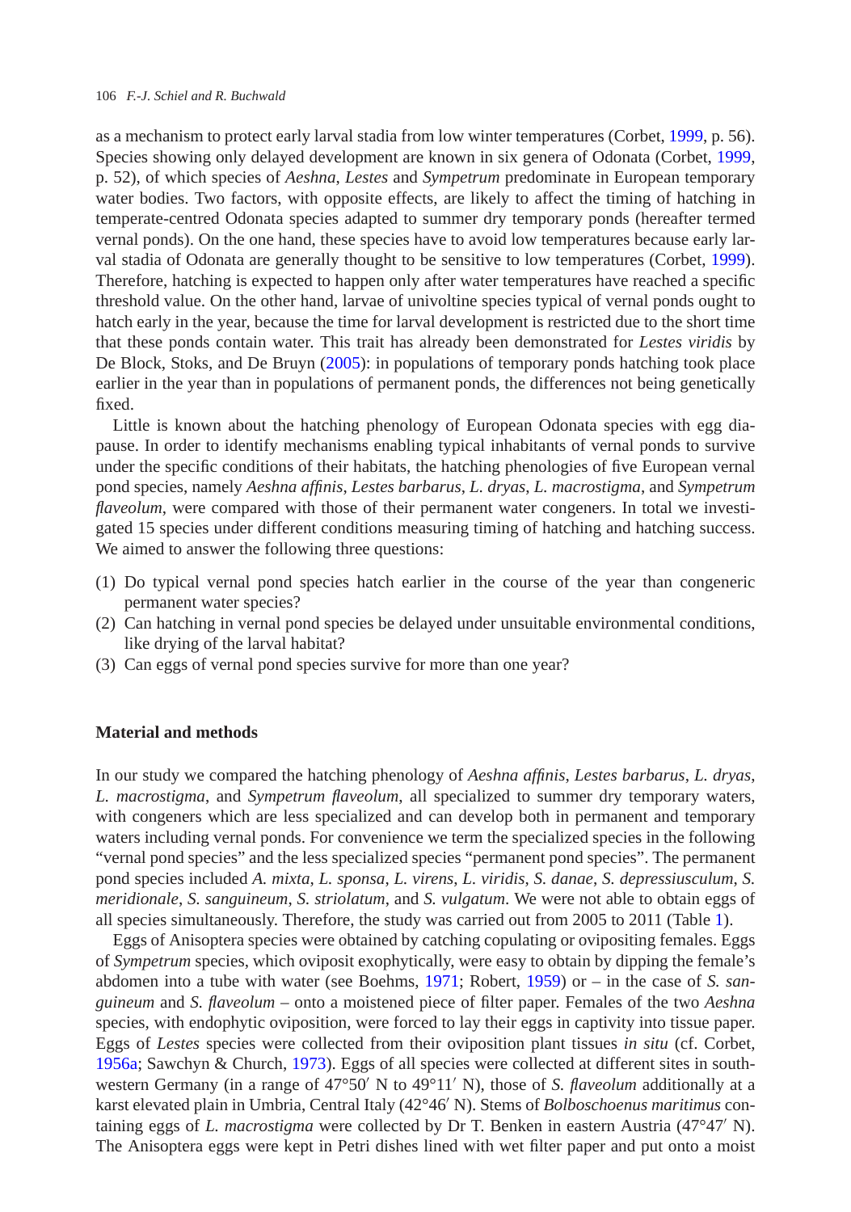as a mechanism to protect early larval stadia from low winter temperatures (Corbet, 1999, p. 56). Species showing only delayed development are known in six genera of Odonata (Corbet, 1999, p. 52), of which species of *Aeshna*, *Lestes* and *Sympetrum* predominate in European temporary water bodies. Two factors, with opposite effects, are likely to affect the timing of hatching in temperate-centred Odonata species adapted to summer dry temporary ponds (hereafter termed vernal ponds). On the one hand, these species have to avoid low temperatures because early larval stadia of Odonata are generally thought to be sensitive to low temperatures (Corbet, 1999). Therefore, hatching is expected to happen only after water temperatures have reached a specific threshold value. On the other hand, larvae of univoltine species typical of vernal ponds ought to hatch early in the year, because the time for larval development is restricted due to the short time that these ponds contain water. This trait has already been demonstrated for *Lestes viridis* by De Block, Stoks, and De Bruyn (2005): in populations of temporary ponds hatching took place earlier in the year than in populations of permanent ponds, the differences not being genetically fixed.

Little is known about the hatching phenology of European Odonata species with egg diapause. In order to identify mechanisms enabling typical inhabitants of vernal ponds to survive under the specific conditions of their habitats, the hatching phenologies of five European vernal pond species, namely *Aeshna affinis*, *Lestes barbarus*, *L. dryas*, *L. macrostigma*, and *Sympetrum flaveolum*, were compared with those of their permanent water congeners. In total we investigated 15 species under different conditions measuring timing of hatching and hatching success. We aimed to answer the following three questions:

(1) Do typical vernal pond species hatch earlier in the course of the year than congeneric permanent water species?
(2) Can hatching in vernal pond species be delayed under unsuitable environmental conditions, like drying of the larval habitat?
(3) Can eggs of vernal pond species survive for more than one year?

## Material and methods

In our study we compared the hatching phenology of *Aeshna affinis*, *Lestes barbarus*, *L. dryas*, *L. macrostigma*, and *Sympetrum flaveolum*, all specialized to summer dry temporary waters, with congeners which are less specialized and can develop both in permanent and temporary waters including vernal ponds. For convenience we term the specialized species in the following "vernal pond species" and the less specialized species "permanent pond species". The permanent pond species included *A. mixta*, *L. sponsa*, *L. virens*, *L. viridis*, *S. danae*, *S. depressiusculum*, *S. meridionale*, *S. sanguineum*, *S. striolatum*, and *S. vulgatum*. We were not able to obtain eggs of all species simultaneously. Therefore, the study was carried out from 2005 to 2011 (Table 1).

Eggs of Anisoptera species were obtained by catching copulating or ovipositing females. Eggs of *Sympetrum* species, which oviposit exophytically, were easy to obtain by dipping the female's abdomen into a tube with water (see Boehms, 1971; Robert, 1959) or – in the case of *S. sanguineum* and *S. flaveolum* – onto a moistened piece of filter paper. Females of the two *Aeshna* species, with endophytic oviposition, were forced to lay their eggs in captivity into tissue paper. Eggs of *Lestes* species were collected from their oviposition plant tissues *in situ* (cf. Corbet, 1956a; Sawchyn & Church, 1973). Eggs of all species were collected at different sites in south-western Germany (in a range of 47°50′ N to 49°11′ N), those of *S. flaveolum* additionally at a karst elevated plain in Umbria, Central Italy (42°46′ N). Stems of *Bolboschoenus maritimus* containing eggs of *L. macrostigma* were collected by Dr T. Benken in eastern Austria (47°47′ N). The Anisoptera eggs were kept in Petri dishes lined with wet filter paper and put onto a moist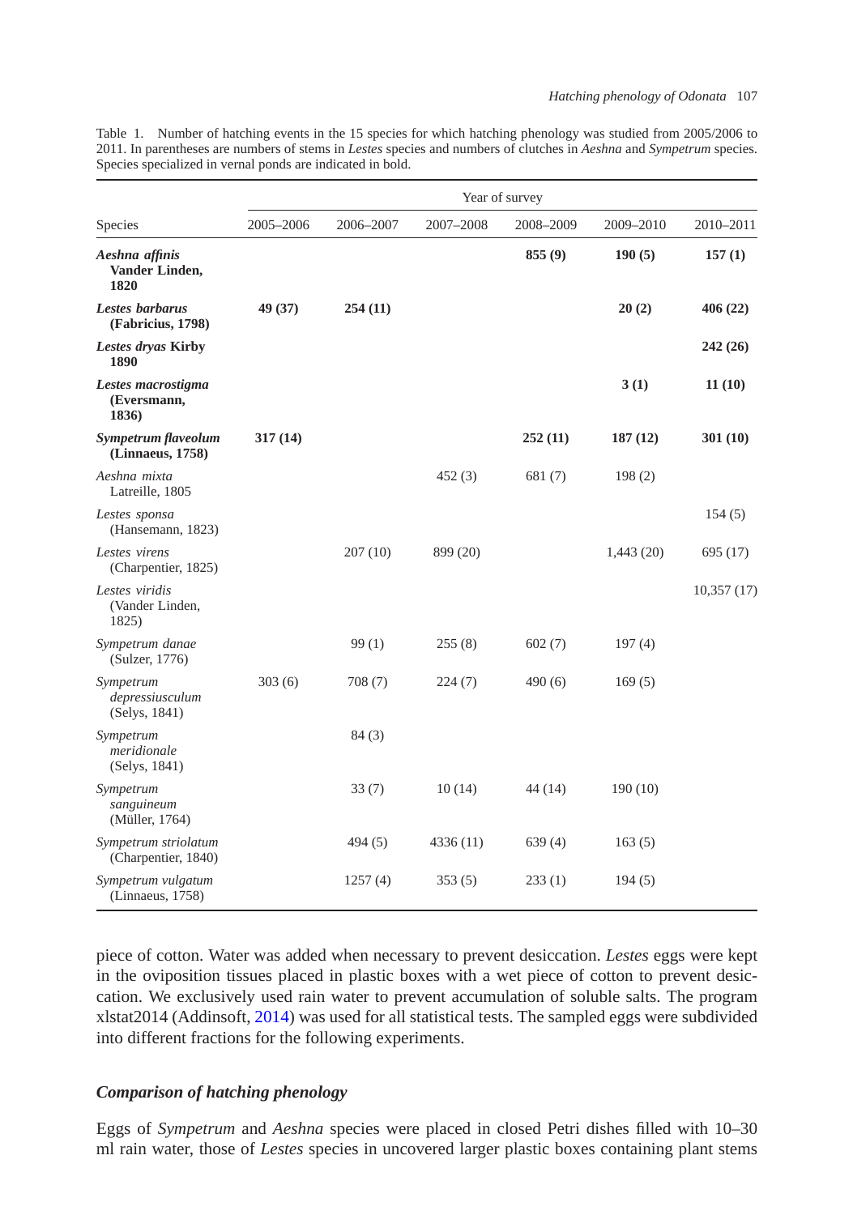Table 1. Number of hatching events in the 15 species for which hatching phenology was studied from 2005/2006 to 2011. In parentheses are numbers of stems in *Lestes* species and numbers of clutches in *Aeshna* and *Sympetrum* species. Species specialized in vernal ponds are indicated in bold.

| Species | Year of survey | | | | | |
|---|---|---|---|---|---|---|
| | 2005–2006 | 2006–2007 | 2007–2008 | 2008–2009 | 2009–2010 | 2010–2011 |
| ***Aeshna affinis* Vander Linden, 1820** | | | | **855 (9)** | **190 (5)** | **157 (1)** |
| ***Lestes barbarus* (Fabricius, 1798)** | **49 (37)** | **254 (11)** | | | **20 (2)** | **406 (22)** |
| ***Lestes dryas* Kirby 1890** | | | | | | **242 (26)** |
| ***Lestes macrostigma* (Eversmann, 1836)** | | | | | **3 (1)** | **11 (10)** |
| ***Sympetrum flaveolum* (Linnaeus, 1758)** | **317 (14)** | | | **252 (11)** | **187 (12)** | **301 (10)** |
| *Aeshna mixta* Latreille, 1805 | | | 452 (3) | 681 (7) | 198 (2) | |
| *Lestes sponsa* (Hansemann, 1823) | | | | | | 154 (5) |
| *Lestes virens* (Charpentier, 1825) | | 207 (10) | 899 (20) | | 1,443 (20) | 695 (17) |
| *Lestes viridis* (Vander Linden, 1825) | | | | | | 10,357 (17) |
| *Sympetrum danae* (Sulzer, 1776) | | 99 (1) | 255 (8) | 602 (7) | 197 (4) | |
| *Sympetrum depressiusculum* (Selys, 1841) | 303 (6) | 708 (7) | 224 (7) | 490 (6) | 169 (5) | |
| *Sympetrum meridionale* (Selys, 1841) | | 84 (3) | | | | |
| *Sympetrum sanguineum* (Müller, 1764) | | 33 (7) | 10 (14) | 44 (14) | 190 (10) | |
| *Sympetrum striolatum* (Charpentier, 1840) | | 494 (5) | 4336 (11) | 639 (4) | 163 (5) | |
| *Sympetrum vulgatum* (Linnaeus, 1758) | | 1257 (4) | 353 (5) | 233 (1) | 194 (5) | |

piece of cotton. Water was added when necessary to prevent desiccation. *Lestes* eggs were kept in the oviposition tissues placed in plastic boxes with a wet piece of cotton to prevent desiccation. We exclusively used rain water to prevent accumulation of soluble salts. The program xlstat2014 (Addinsoft, 2014) was used for all statistical tests. The sampled eggs were subdivided into different fractions for the following experiments.

### *Comparison of hatching phenology*

Eggs of *Sympetrum* and *Aeshna* species were placed in closed Petri dishes filled with 10–30 ml rain water, those of *Lestes* species in uncovered larger plastic boxes containing plant stems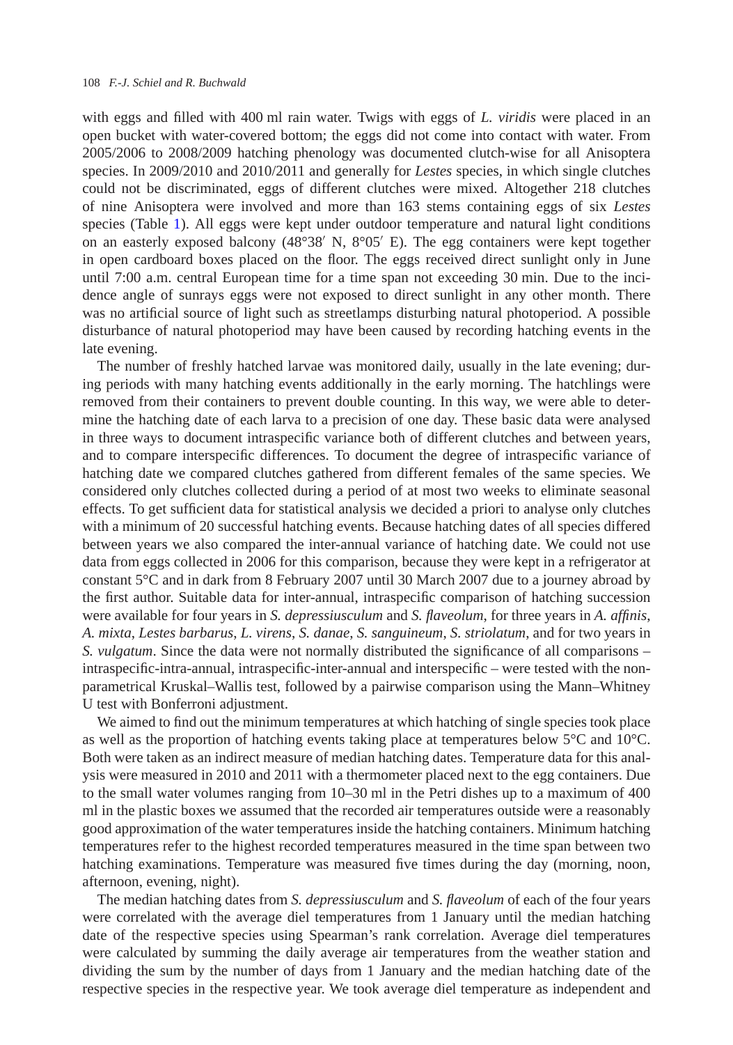with eggs and filled with 400 ml rain water. Twigs with eggs of *L. viridis* were placed in an open bucket with water-covered bottom; the eggs did not come into contact with water. From 2005/2006 to 2008/2009 hatching phenology was documented clutch-wise for all Anisoptera species. In 2009/2010 and 2010/2011 and generally for *Lestes* species, in which single clutches could not be discriminated, eggs of different clutches were mixed. Altogether 218 clutches of nine Anisoptera were involved and more than 163 stems containing eggs of six *Lestes* species (Table 1). All eggs were kept under outdoor temperature and natural light conditions on an easterly exposed balcony (48°38′ N, 8°05′ E). The egg containers were kept together in open cardboard boxes placed on the floor. The eggs received direct sunlight only in June until 7:00 a.m. central European time for a time span not exceeding 30 min. Due to the incidence angle of sunrays eggs were not exposed to direct sunlight in any other month. There was no artificial source of light such as streetlamps disturbing natural photoperiod. A possible disturbance of natural photoperiod may have been caused by recording hatching events in the late evening.

The number of freshly hatched larvae was monitored daily, usually in the late evening; during periods with many hatching events additionally in the early morning. The hatchlings were removed from their containers to prevent double counting. In this way, we were able to determine the hatching date of each larva to a precision of one day. These basic data were analysed in three ways to document intraspecific variance both of different clutches and between years, and to compare interspecific differences. To document the degree of intraspecific variance of hatching date we compared clutches gathered from different females of the same species. We considered only clutches collected during a period of at most two weeks to eliminate seasonal effects. To get sufficient data for statistical analysis we decided a priori to analyse only clutches with a minimum of 20 successful hatching events. Because hatching dates of all species differed between years we also compared the inter-annual variance of hatching date. We could not use data from eggs collected in 2006 for this comparison, because they were kept in a refrigerator at constant 5°C and in dark from 8 February 2007 until 30 March 2007 due to a journey abroad by the first author. Suitable data for inter-annual, intraspecific comparison of hatching succession were available for four years in *S. depressiusculum* and *S. flaveolum*, for three years in *A. affinis*, *A. mixta*, *Lestes barbarus*, *L. virens*, *S. danae*, *S. sanguineum*, *S. striolatum*, and for two years in *S. vulgatum*. Since the data were not normally distributed the significance of all comparisons – intraspecific-intra-annual, intraspecific-inter-annual and interspecific – were tested with the non-parametrical Kruskal–Wallis test, followed by a pairwise comparison using the Mann–Whitney U test with Bonferroni adjustment.

We aimed to find out the minimum temperatures at which hatching of single species took place as well as the proportion of hatching events taking place at temperatures below 5°C and 10°C. Both were taken as an indirect measure of median hatching dates. Temperature data for this analysis were measured in 2010 and 2011 with a thermometer placed next to the egg containers. Due to the small water volumes ranging from 10–30 ml in the Petri dishes up to a maximum of 400 ml in the plastic boxes we assumed that the recorded air temperatures outside were a reasonably good approximation of the water temperatures inside the hatching containers. Minimum hatching temperatures refer to the highest recorded temperatures measured in the time span between two hatching examinations. Temperature was measured five times during the day (morning, noon, afternoon, evening, night).

The median hatching dates from *S. depressiusculum* and *S. flaveolum* of each of the four years were correlated with the average diel temperatures from 1 January until the median hatching date of the respective species using Spearman's rank correlation. Average diel temperatures were calculated by summing the daily average air temperatures from the weather station and dividing the sum by the number of days from 1 January and the median hatching date of the respective species in the respective year. We took average diel temperature as independent and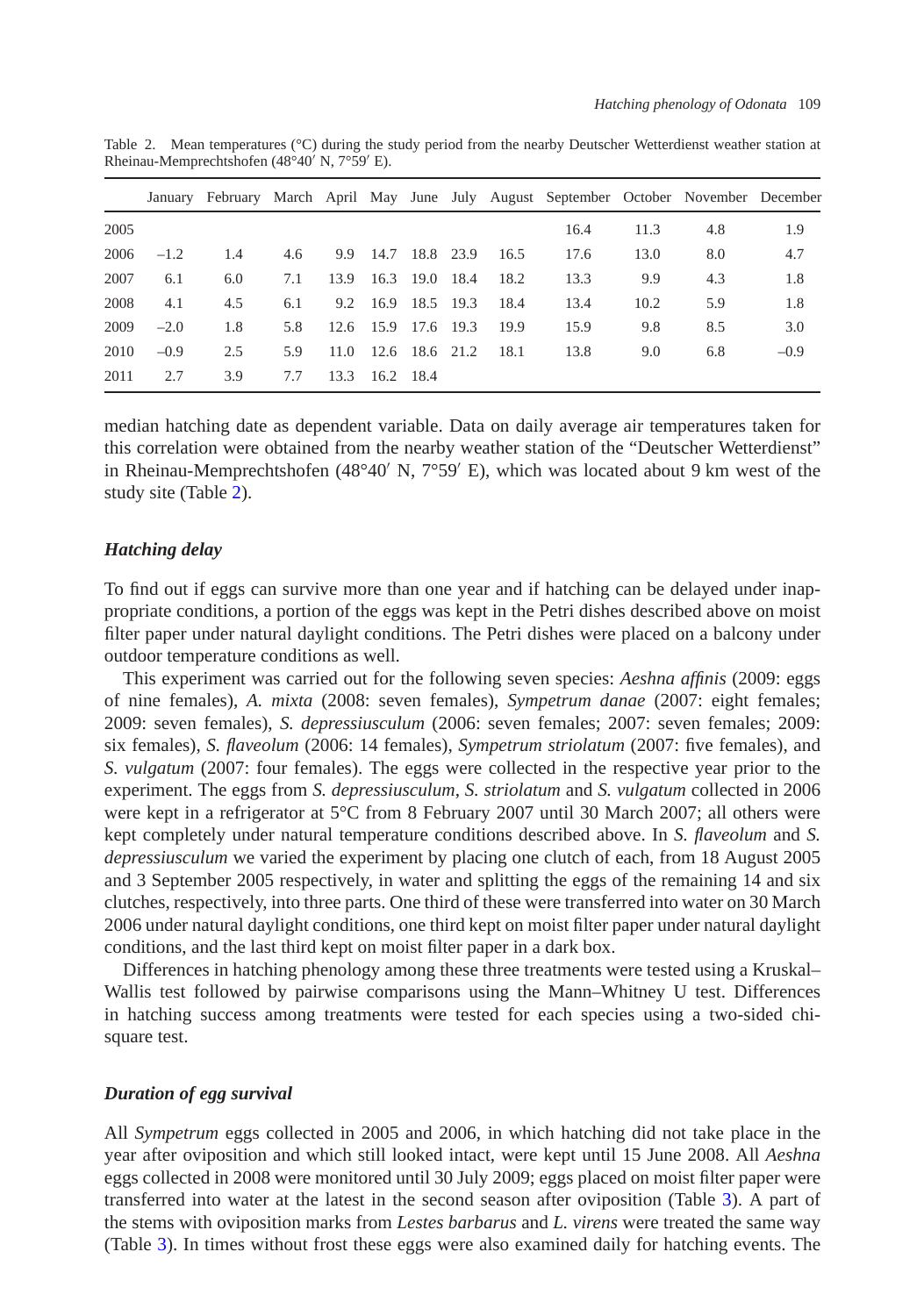Table 2. Mean temperatures (°C) during the study period from the nearby Deutscher Wetterdienst weather station at Rheinau-Memprechtshofen (48°40′ N, 7°59′ E).

| | January | February | March | April | May | June | July | August | September | October | November | December |
|---|---|---|---|---|---|---|---|---|---|---|---|---|
| 2005 | | | | | | | | | 16.4 | 11.3 | 4.8 | 1.9 |
| 2006 | –1.2 | 1.4 | 4.6 | 9.9 | 14.7 | 18.8 | 23.9 | 16.5 | 17.6 | 13.0 | 8.0 | 4.7 |
| 2007 | 6.1 | 6.0 | 7.1 | 13.9 | 16.3 | 19.0 | 18.4 | 18.2 | 13.3 | 9.9 | 4.3 | 1.8 |
| 2008 | 4.1 | 4.5 | 6.1 | 9.2 | 16.9 | 18.5 | 19.3 | 18.4 | 13.4 | 10.2 | 5.9 | 1.8 |
| 2009 | –2.0 | 1.8 | 5.8 | 12.6 | 15.9 | 17.6 | 19.3 | 19.9 | 15.9 | 9.8 | 8.5 | 3.0 |
| 2010 | –0.9 | 2.5 | 5.9 | 11.0 | 12.6 | 18.6 | 21.2 | 18.1 | 13.8 | 9.0 | 6.8 | –0.9 |
| 2011 | 2.7 | 3.9 | 7.7 | 13.3 | 16.2 | 18.4 | | | | | | |

median hatching date as dependent variable. Data on daily average air temperatures taken for this correlation were obtained from the nearby weather station of the "Deutscher Wetterdienst" in Rheinau-Memprechtshofen (48°40′ N, 7°59′ E), which was located about 9 km west of the study site (Table 2).

### *Hatching delay*

To find out if eggs can survive more than one year and if hatching can be delayed under inappropriate conditions, a portion of the eggs was kept in the Petri dishes described above on moist filter paper under natural daylight conditions. The Petri dishes were placed on a balcony under outdoor temperature conditions as well.

This experiment was carried out for the following seven species: *Aeshna affinis* (2009: eggs of nine females), *A. mixta* (2008: seven females), *Sympetrum danae* (2007: eight females; 2009: seven females), *S. depressiusculum* (2006: seven females; 2007: seven females; 2009: six females), *S. flaveolum* (2006: 14 females), *Sympetrum striolatum* (2007: five females), and *S. vulgatum* (2007: four females). The eggs were collected in the respective year prior to the experiment. The eggs from *S. depressiusculum*, *S. striolatum* and *S. vulgatum* collected in 2006 were kept in a refrigerator at 5°C from 8 February 2007 until 30 March 2007; all others were kept completely under natural temperature conditions described above. In *S. flaveolum* and *S. depressiusculum* we varied the experiment by placing one clutch of each, from 18 August 2005 and 3 September 2005 respectively, in water and splitting the eggs of the remaining 14 and six clutches, respectively, into three parts. One third of these were transferred into water on 30 March 2006 under natural daylight conditions, one third kept on moist filter paper under natural daylight conditions, and the last third kept on moist filter paper in a dark box.

Differences in hatching phenology among these three treatments were tested using a Kruskal–Wallis test followed by pairwise comparisons using the Mann–Whitney U test. Differences in hatching success among treatments were tested for each species using a two-sided chi-square test.

### *Duration of egg survival*

All *Sympetrum* eggs collected in 2005 and 2006, in which hatching did not take place in the year after oviposition and which still looked intact, were kept until 15 June 2008. All *Aeshna* eggs collected in 2008 were monitored until 30 July 2009; eggs placed on moist filter paper were transferred into water at the latest in the second season after oviposition (Table 3). A part of the stems with oviposition marks from *Lestes barbarus* and *L. virens* were treated the same way (Table 3). In times without frost these eggs were also examined daily for hatching events. The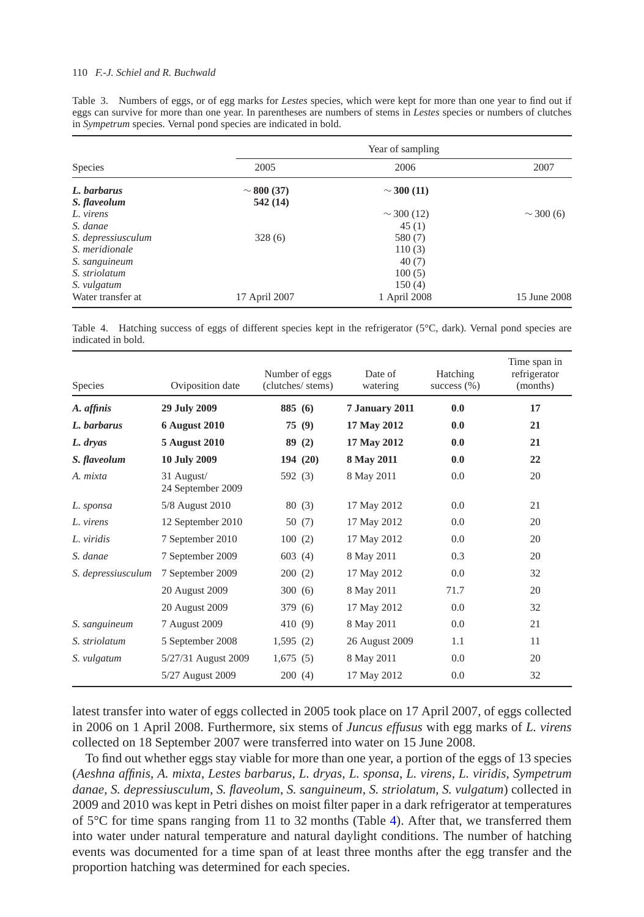Table 3. Numbers of eggs, or of egg marks for *Lestes* species, which were kept for more than one year to find out if eggs can survive for more than one year. In parentheses are numbers of stems in *Lestes* species or numbers of clutches in *Sympetrum* species. Vernal pond species are indicated in bold.

| Species | Year of sampling | | |
|---|---|---|---|
| | 2005 | 2006 | 2007 |
| ***L. barbarus*** | **~ 800 (37)** | **~ 300 (11)** | |
| ***S. flaveolum*** | **542 (14)** | | |
| *L. virens* | | ~ 300 (12) | ~ 300 (6) |
| *S. danae* | | 45 (1) | |
| *S. depressiusculum* | 328 (6) | 580 (7) | |
| *S. meridionale* | | 110 (3) | |
| *S. sanguineum* | | 40 (7) | |
| *S. striolatum* | | 100 (5) | |
| *S. vulgatum* | | 150 (4) | |
| Water transfer at | 17 April 2007 | 1 April 2008 | 15 June 2008 |

Table 4. Hatching success of eggs of different species kept in the refrigerator (5°C, dark). Vernal pond species are indicated in bold.

| Species | Oviposition date | Number of eggs (clutches/ stems) | Date of watering | Hatching success (%) | Time span in refrigerator (months) |
|---|---|---|---|---|---|
| ***A. affinis*** | **29 July 2009** | **885 (6)** | **7 January 2011** | **0.0** | **17** |
| ***L. barbarus*** | **6 August 2010** | **75 (9)** | **17 May 2012** | **0.0** | **21** |
| ***L. dryas*** | **5 August 2010** | **89 (2)** | **17 May 2012** | **0.0** | **21** |
| ***S. flaveolum*** | **10 July 2009** | **194 (20)** | **8 May 2011** | **0.0** | **22** |
| *A. mixta* | 31 August/ 24 September 2009 | 592 (3) | 8 May 2011 | 0.0 | 20 |
| *L. sponsa* | 5/8 August 2010 | 80 (3) | 17 May 2012 | 0.0 | 21 |
| *L. virens* | 12 September 2010 | 50 (7) | 17 May 2012 | 0.0 | 20 |
| *L. viridis* | 7 September 2010 | 100 (2) | 17 May 2012 | 0.0 | 20 |
| *S. danae* | 7 September 2009 | 603 (4) | 8 May 2011 | 0.3 | 20 |
| *S. depressiusculum* | 7 September 2009 | 200 (2) | 17 May 2012 | 0.0 | 32 |
| | 20 August 2009 | 300 (6) | 8 May 2011 | 71.7 | 20 |
| | 20 August 2009 | 379 (6) | 17 May 2012 | 0.0 | 32 |
| *S. sanguineum* | 7 August 2009 | 410 (9) | 8 May 2011 | 0.0 | 21 |
| *S. striolatum* | 5 September 2008 | 1,595 (2) | 26 August 2009 | 1.1 | 11 |
| *S. vulgatum* | 5/27/31 August 2009 | 1,675 (5) | 8 May 2011 | 0.0 | 20 |
| | 5/27 August 2009 | 200 (4) | 17 May 2012 | 0.0 | 32 |

latest transfer into water of eggs collected in 2005 took place on 17 April 2007, of eggs collected in 2006 on 1 April 2008. Furthermore, six stems of *Juncus effusus* with egg marks of *L. virens* collected on 18 September 2007 were transferred into water on 15 June 2008.

To find out whether eggs stay viable for more than one year, a portion of the eggs of 13 species (*Aeshna affinis*, *A. mixta*, *Lestes barbarus*, *L. dryas*, *L. sponsa*, *L. virens*, *L. viridis*, *Sympetrum danae*, *S. depressiusculum*, *S. flaveolum*, *S. sanguineum*, *S. striolatum*, *S. vulgatum*) collected in 2009 and 2010 was kept in Petri dishes on moist filter paper in a dark refrigerator at temperatures of 5°C for time spans ranging from 11 to 32 months (Table 4). After that, we transferred them into water under natural temperature and natural daylight conditions. The number of hatching events was documented for a time span of at least three months after the egg transfer and the proportion hatching was determined for each species.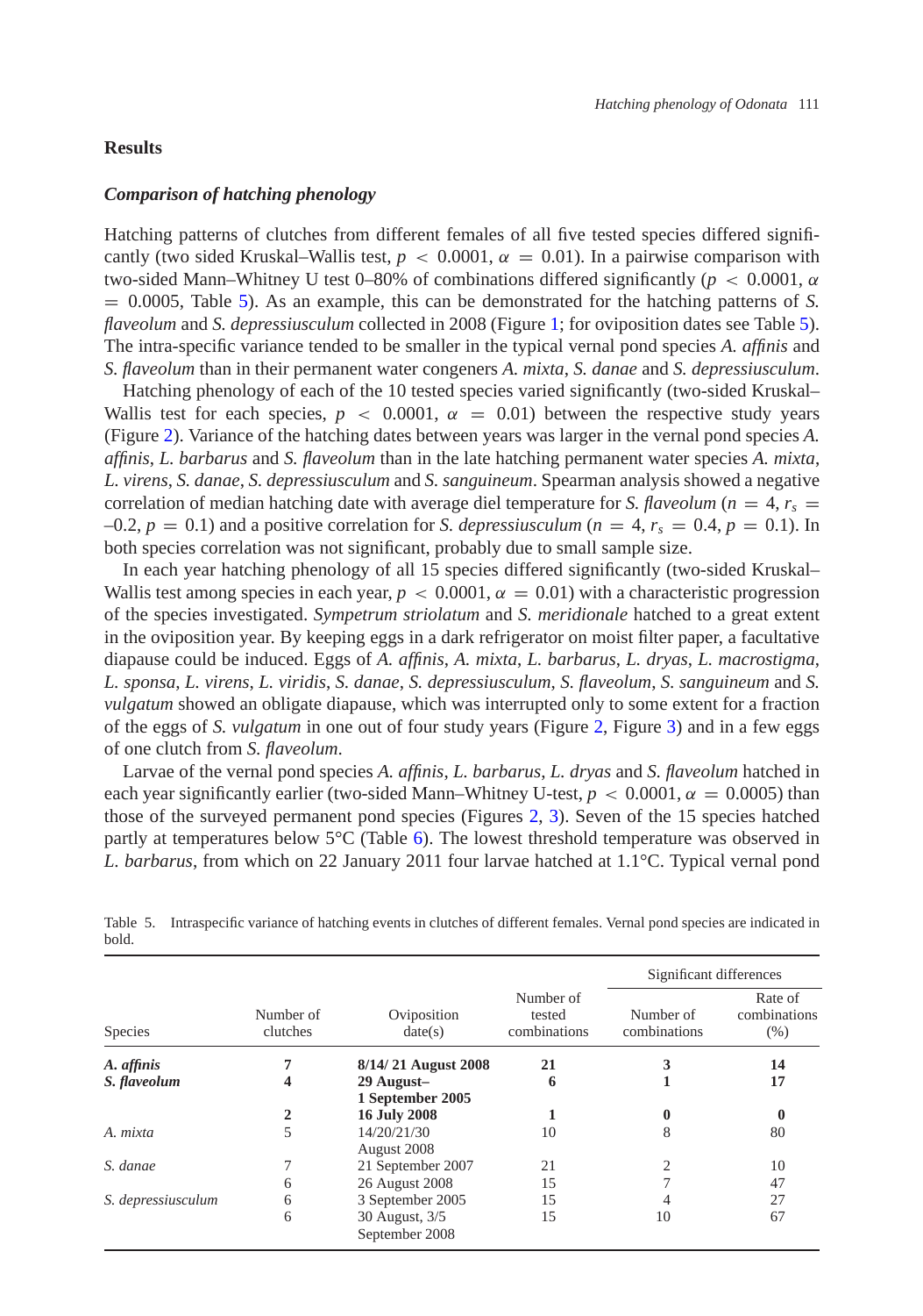## Results

### *Comparison of hatching phenology*

Hatching patterns of clutches from different females of all five tested species differed significantly (two sided Kruskal–Wallis test, $p < 0.0001$, $\alpha = 0.01$). In a pairwise comparison with two-sided Mann–Whitney U test 0–80% of combinations differed significantly ($p < 0.0001$, $\alpha = 0.0005$, Table 5). As an example, this can be demonstrated for the hatching patterns of *S. flaveolum* and *S. depressiusculum* collected in 2008 (Figure 1; for oviposition dates see Table 5). The intra-specific variance tended to be smaller in the typical vernal pond species *A. affinis* and *S. flaveolum* than in their permanent water congeners *A. mixta*, *S. danae* and *S. depressiusculum*.

Hatching phenology of each of the 10 tested species varied significantly (two-sided Kruskal–Wallis test for each species, $p < 0.0001$, $\alpha = 0.01$) between the respective study years (Figure 2). Variance of the hatching dates between years was larger in the vernal pond species *A. affinis*, *L. barbarus* and *S. flaveolum* than in the late hatching permanent water species *A. mixta*, *L. virens*, *S. danae*, *S. depressiusculum* and *S. sanguineum*. Spearman analysis showed a negative correlation of median hatching date with average diel temperature for *S. flaveolum* ($n = 4$, $r_s = -0.2$, $p = 0.1$) and a positive correlation for *S. depressiusculum* ($n = 4$, $r_s = 0.4$, $p = 0.1$). In both species correlation was not significant, probably due to small sample size.

In each year hatching phenology of all 15 species differed significantly (two-sided Kruskal–Wallis test among species in each year, $p < 0.0001$, $\alpha = 0.01$) with a characteristic progression of the species investigated. *Sympetrum striolatum* and *S. meridionale* hatched to a great extent in the oviposition year. By keeping eggs in a dark refrigerator on moist filter paper, a facultative diapause could be induced. Eggs of *A. affinis*, *A. mixta*, *L. barbarus*, *L. dryas*, *L. macrostigma*, *L. sponsa*, *L. virens*, *L. viridis*, *S. danae*, *S. depressiusculum*, *S. flaveolum*, *S. sanguineum* and *S. vulgatum* showed an obligate diapause, which was interrupted only to some extent for a fraction of the eggs of *S. vulgatum* in one out of four study years (Figure 2, Figure 3) and in a few eggs of one clutch from *S. flaveolum*.

Larvae of the vernal pond species *A. affinis*, *L. barbarus*, *L. dryas* and *S. flaveolum* hatched in each year significantly earlier (two-sided Mann–Whitney U-test, $p < 0.0001$, $\alpha = 0.0005$) than those of the surveyed permanent pond species (Figures 2, 3). Seven of the 15 species hatched partly at temperatures below 5°C (Table 6). The lowest threshold temperature was observed in *L. barbarus*, from which on 22 January 2011 four larvae hatched at 1.1°C. Typical vernal pond

Table 5. Intraspecific variance of hatching events in clutches of different females. Vernal pond species are indicated in bold.

| Species | Number of clutches | Oviposition date(s) | Number of tested combinations | Significant differences | |
|---|---|---|---|---|---|
| | | | | Number of combinations | Rate of combinations (%) |
| ***A. affinis*** | **7** | **8/14/ 21 August 2008** | **21** | **3** | **14** |
| ***S. flaveolum*** | **4** | **29 August–1 September 2005** | **6** | **1** | **17** |
| | **2** | **16 July 2008** | **1** | **0** | **0** |
| *A. mixta* | 5 | 14/20/21/30 August 2008 | 10 | 8 | 80 |
| *S. danae* | 7 | 21 September 2007 | 21 | 2 | 10 |
| | 6 | 26 August 2008 | 15 | 7 | 47 |
| *S. depressiusculum* | 6 | 3 September 2005 | 15 | 4 | 27 |
| | 6 | 30 August, 3/5 September 2008 | 15 | 10 | 67 |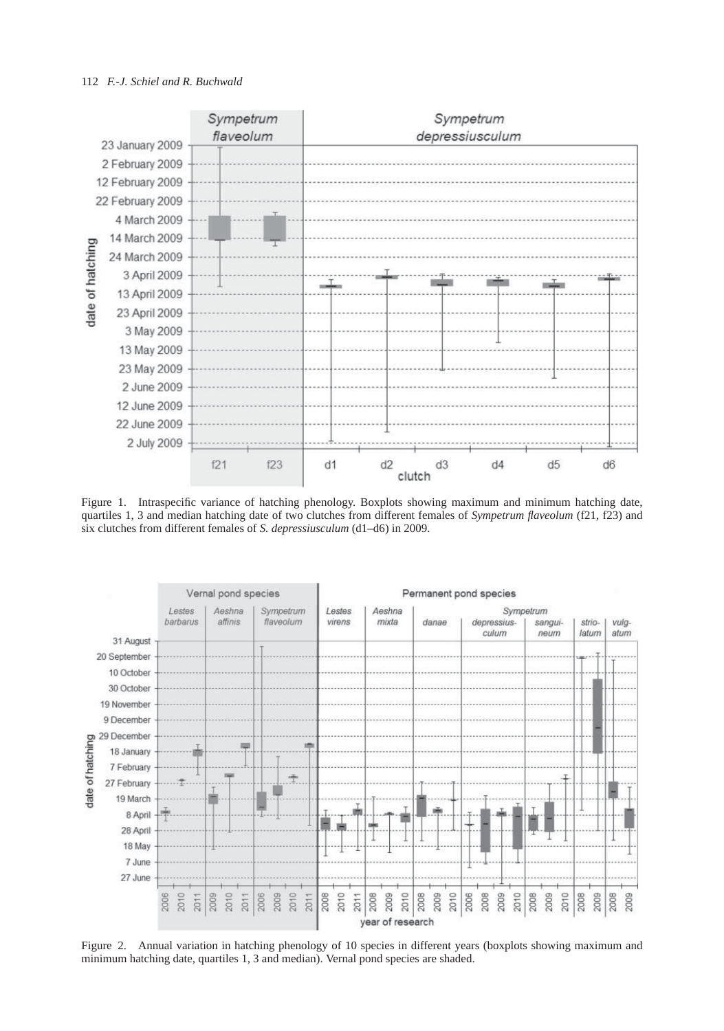Figure 1. Intraspecific variance of hatching phenology. Boxplots showing maximum and minimum hatching date, quartiles 1, 3 and median hatching date of two clutches from different females of *Sympetrum flaveolum* (f21, f23) and six clutches from different females of *S. depressiusculum* (d1–d6) in 2009.

Figure 2. Annual variation in hatching phenology of 10 species in different years (boxplots showing maximum and minimum hatching date, quartiles 1, 3 and median). Vernal pond species are shaded.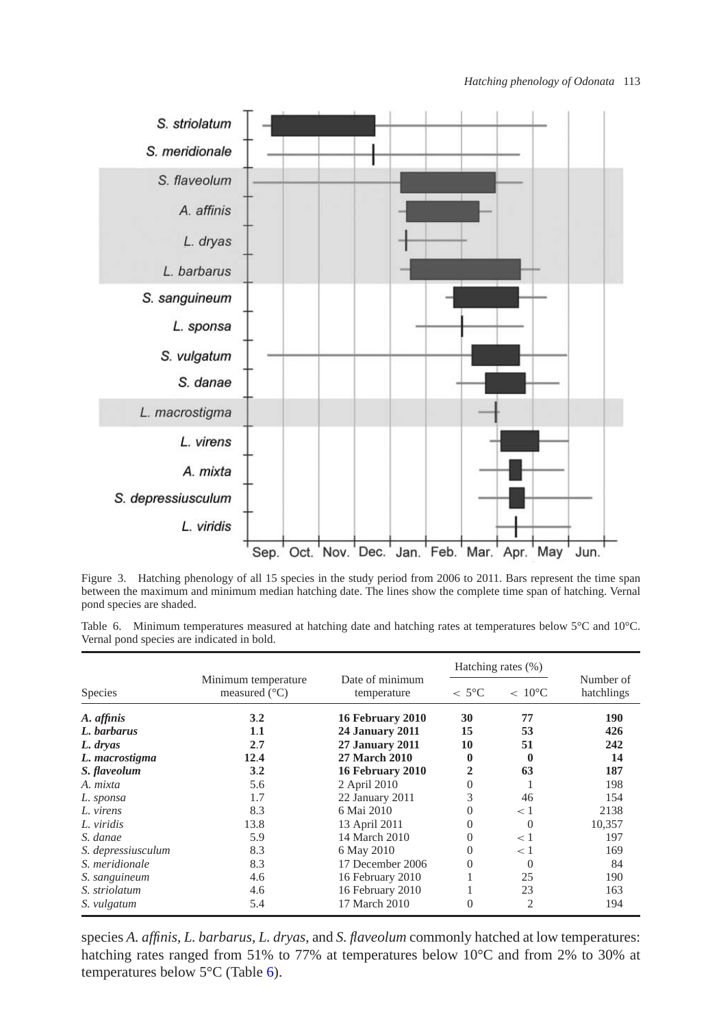Figure 3. Hatching phenology of all 15 species in the study period from 2006 to 2011. Bars represent the time span between the maximum and minimum median hatching date. The lines show the complete time span of hatching. Vernal pond species are shaded.

Table 6. Minimum temperatures measured at hatching date and hatching rates at temperatures below 5°C and 10°C. Vernal pond species are indicated in bold.

| Species | Minimum temperature measured (°C) | Date of minimum temperature | Hatching rates (%) | | Number of hatchlings |
|---|---|---|---|---|---|
| | | | < 5°C | < 10°C | |
| ***A. affinis*** | **3.2** | **16 February 2010** | **30** | **77** | **190** |
| ***L. barbarus*** | **1.1** | **24 January 2011** | **15** | **53** | **426** |
| ***L. dryas*** | **2.7** | **27 January 2011** | **10** | **51** | **242** |
| ***L. macrostigma*** | **12.4** | **27 March 2010** | **0** | **0** | **14** |
| ***S. flaveolum*** | **3.2** | **16 February 2010** | **2** | **63** | **187** |
| *A. mixta* | 5.6 | 2 April 2010 | 0 | 1 | 198 |
| *L. sponsa* | 1.7 | 22 January 2011 | 3 | 46 | 154 |
| *L. virens* | 8.3 | 6 Mai 2010 | 0 | < 1 | 2138 |
| *L. viridis* | 13.8 | 13 April 2011 | 0 | 0 | 10,357 |
| *S. danae* | 5.9 | 14 March 2010 | 0 | < 1 | 197 |
| *S. depressiusculum* | 8.3 | 6 May 2010 | 0 | < 1 | 169 |
| *S. meridionale* | 8.3 | 17 December 2006 | 0 | 0 | 84 |
| *S. sanguineum* | 4.6 | 16 February 2010 | 1 | 25 | 190 |
| *S. striolatum* | 4.6 | 16 February 2010 | 1 | 23 | 163 |
| *S. vulgatum* | 5.4 | 17 March 2010 | 0 | 2 | 194 |

species *A. affinis*, *L. barbarus*, *L. dryas*, and *S. flaveolum* commonly hatched at low temperatures: hatching rates ranged from 51% to 77% at temperatures below 10°C and from 2% to 30% at temperatures below 5°C (Table 6).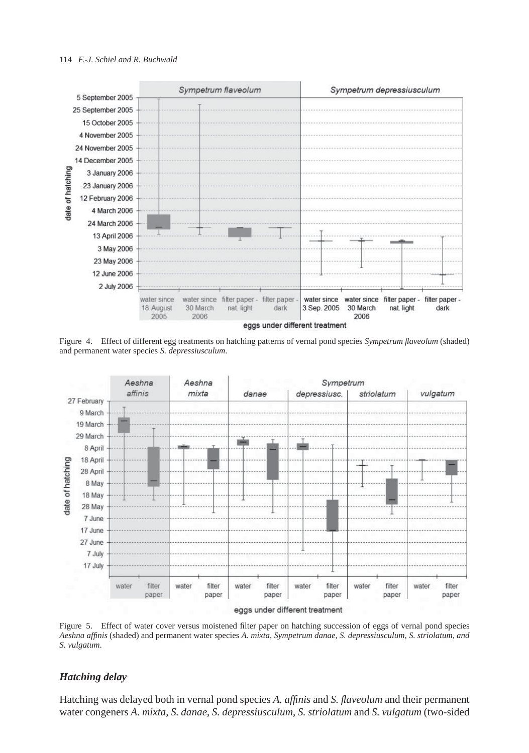Figure 4. Effect of different egg treatments on hatching patterns of vernal pond species *Sympetrum flaveolum* (shaded) and permanent water species *S. depressiusculum*.

Figure 5. Effect of water cover versus moistened filter paper on hatching succession of eggs of vernal pond species *Aeshna affinis* (shaded) and permanent water species *A. mixta, Sympetrum danae, S. depressiusculum, S. striolatum, and S. vulgatum*.

### *Hatching delay*

Hatching was delayed both in vernal pond species *A. affinis* and *S. flaveolum* and their permanent water congeners *A. mixta*, *S. danae*, *S. depressiusculum*, *S. striolatum* and *S. vulgatum* (two-sided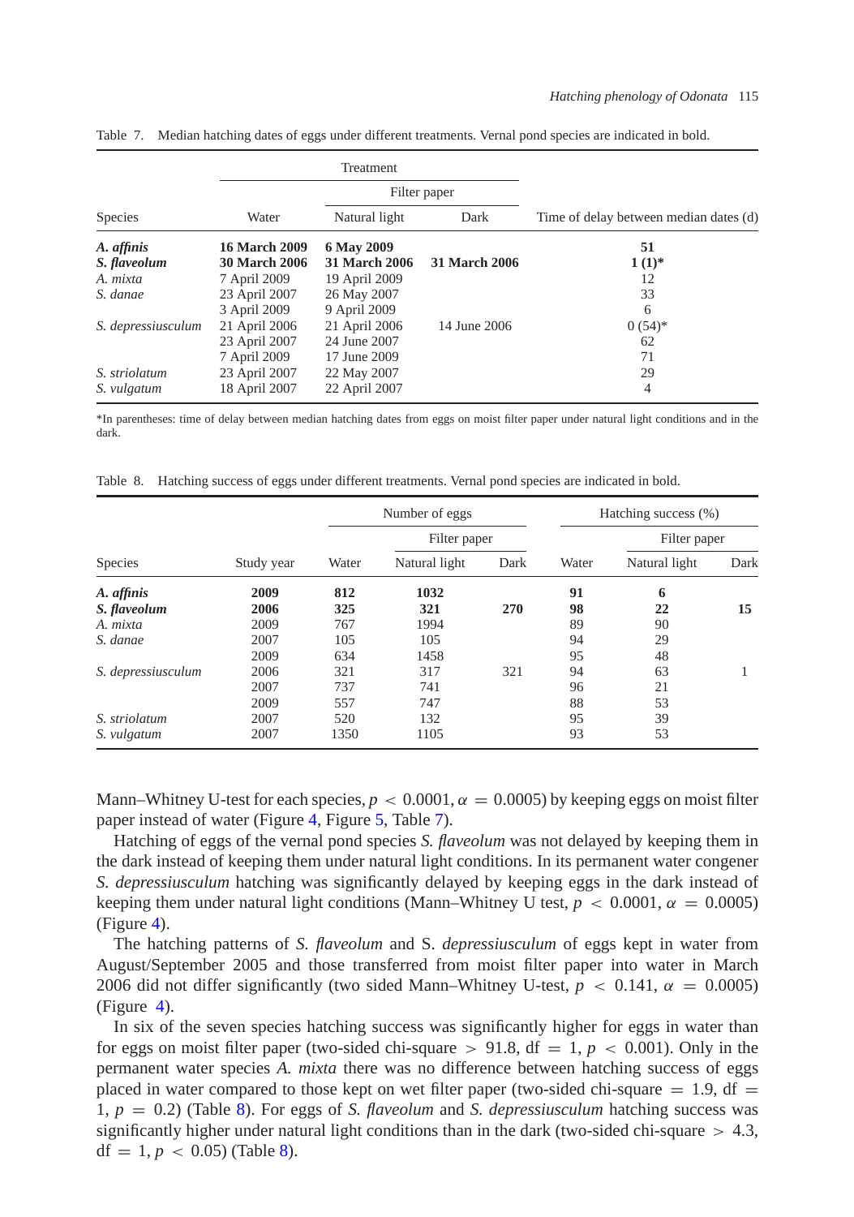Table 7. Median hatching dates of eggs under different treatments. Vernal pond species are indicated in bold.

| Species | Treatment | | | Time of delay between median dates (d) |
|---|---|---|---|---|
| | | Filter paper | | |
| | Water | Natural light | Dark | |
| ***A. affinis*** | **16 March 2009** | **6 May 2009** | | **51** |
| ***S. flaveolum*** | **30 March 2006** | **31 March 2006** | **31 March 2006** | **1 (1)*** |
| *A. mixta* | 7 April 2009 | 19 April 2009 | | 12 |
| *S. danae* | 23 April 2007 | 26 May 2007 | | 33 |
| | 3 April 2009 | 9 April 2009 | | 6 |
| *S. depressiusculum* | 21 April 2006 | 21 April 2006 | 14 June 2006 | 0 (54)* |
| | 23 April 2007 | 24 June 2007 | | 62 |
| | 7 April 2009 | 17 June 2009 | | 71 |
| *S. striolatum* | 23 April 2007 | 22 May 2007 | | 29 |
| *S. vulgatum* | 18 April 2007 | 22 April 2007 | | 4 |

*In parentheses: time of delay between median hatching dates from eggs on moist filter paper under natural light conditions and in the dark.

Table 8. Hatching success of eggs under different treatments. Vernal pond species are indicated in bold.

| Species | Study year | Number of eggs | | | Hatching success (%) | | |
|---|---|---|---|---|---|---|---|
| | | | Filter paper | | | Filter paper | |
| | | Water | Natural light | Dark | Water | Natural light | Dark |
| ***A. affinis*** | **2009** | **812** | **1032** | | **91** | **6** | |
| ***S. flaveolum*** | **2006** | **325** | **321** | **270** | **98** | **22** | **15** |
| *A. mixta* | 2009 | 767 | 1994 | | 89 | 90 | |
| *S. danae* | 2007 | 105 | 105 | | 94 | 29 | |
| | 2009 | 634 | 1458 | | 95 | 48 | |
| *S. depressiusculum* | 2006 | 321 | 317 | 321 | 94 | 63 | 1 |
| | 2007 | 737 | 741 | | 96 | 21 | |
| | 2009 | 557 | 747 | | 88 | 53 | |
| *S. striolatum* | 2007 | 520 | 132 | | 95 | 39 | |
| *S. vulgatum* | 2007 | 1350 | 1105 | | 93 | 53 | |

Mann–Whitney U-test for each species, $p < 0.0001$, $\alpha = 0.0005$) by keeping eggs on moist filter paper instead of water (Figure 4, Figure 5, Table 7).

Hatching of eggs of the vernal pond species *S. flaveolum* was not delayed by keeping them in the dark instead of keeping them under natural light conditions. In its permanent water congener *S. depressiusculum* hatching was significantly delayed by keeping eggs in the dark instead of keeping them under natural light conditions (Mann–Whitney U test, $p < 0.0001$, $\alpha = 0.0005$) (Figure 4).

The hatching patterns of *S. flaveolum* and S. *depressiusculum* of eggs kept in water from August/September 2005 and those transferred from moist filter paper into water in March 2006 did not differ significantly (two sided Mann–Whitney U-test, $p < 0.141$, $\alpha = 0.0005$) (Figure 4).

In six of the seven species hatching success was significantly higher for eggs in water than for eggs on moist filter paper (two-sided chi-square $> 91.8$, df $= 1$, $p < 0.001$). Only in the permanent water species *A. mixta* there was no difference between hatching success of eggs placed in water compared to those kept on wet filter paper (two-sided chi-square $= 1.9$, df $=$ 1, $p = 0.2$) (Table 8). For eggs of *S. flaveolum* and *S. depressiusculum* hatching success was significantly higher under natural light conditions than in the dark (two-sided chi-square $> 4.3$, df $= 1$, $p < 0.05$) (Table 8).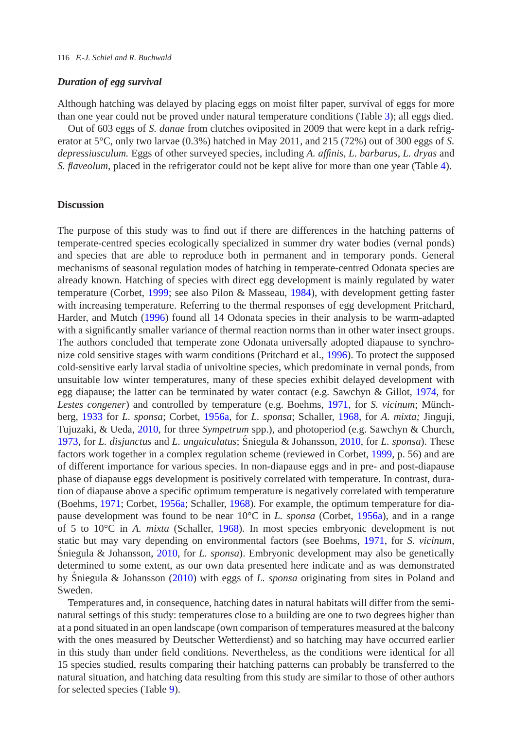### *Duration of egg survival*

Although hatching was delayed by placing eggs on moist filter paper, survival of eggs for more than one year could not be proved under natural temperature conditions (Table 3); all eggs died.

Out of 603 eggs of *S. danae* from clutches oviposited in 2009 that were kept in a dark refrigerator at 5°C, only two larvae (0.3%) hatched in May 2011, and 215 (72%) out of 300 eggs of *S. depressiusculum*. Eggs of other surveyed species, including *A. affinis*, *L. barbarus*, *L. dryas* and *S. flaveolum*, placed in the refrigerator could not be kept alive for more than one year (Table 4).

## Discussion

The purpose of this study was to find out if there are differences in the hatching patterns of temperate-centred species ecologically specialized in summer dry water bodies (vernal ponds) and species that are able to reproduce both in permanent and in temporary ponds. General mechanisms of seasonal regulation modes of hatching in temperate-centred Odonata species are already known. Hatching of species with direct egg development is mainly regulated by water temperature (Corbet, 1999; see also Pilon & Masseau, 1984), with development getting faster with increasing temperature. Referring to the thermal responses of egg development Pritchard, Harder, and Mutch (1996) found all 14 Odonata species in their analysis to be warm-adapted with a significantly smaller variance of thermal reaction norms than in other water insect groups. The authors concluded that temperate zone Odonata universally adopted diapause to synchronize cold sensitive stages with warm conditions (Pritchard et al., 1996). To protect the supposed cold-sensitive early larval stadia of univoltine species, which predominate in vernal ponds, from unsuitable low winter temperatures, many of these species exhibit delayed development with egg diapause; the latter can be terminated by water contact (e.g. Sawchyn & Gillot, 1974, for *Lestes congener*) and controlled by temperature (e.g. Boehms, 1971, for *S. vicinum*; Münchberg, 1933 for *L. sponsa*; Corbet, 1956a, for *L. sponsa*; Schaller, 1968, for *A. mixta;* Jinguji, Tujuzaki, & Ueda, 2010, for three *Sympetrum* spp.), and photoperiod (e.g. Sawchyn & Church, 1973, for *L. disjunctus* and *L. unguiculatus*; Śniegula & Johansson, 2010, for *L. sponsa*). These factors work together in a complex regulation scheme (reviewed in Corbet, 1999, p. 56) and are of different importance for various species. In non-diapause eggs and in pre- and post-diapause phase of diapause eggs development is positively correlated with temperature. In contrast, duration of diapause above a specific optimum temperature is negatively correlated with temperature (Boehms, 1971; Corbet, 1956a; Schaller, 1968). For example, the optimum temperature for diapause development was found to be near 10°C in *L. sponsa* (Corbet, 1956a), and in a range of 5 to 10°C in *A. mixta* (Schaller, 1968). In most species embryonic development is not static but may vary depending on environmental factors (see Boehms, 1971, for *S. vicinum*, Śniegula & Johansson, 2010, for *L. sponsa*). Embryonic development may also be genetically determined to some extent, as our own data presented here indicate and as was demonstrated by Śniegula & Johansson (2010) with eggs of *L. sponsa* originating from sites in Poland and Sweden.

Temperatures and, in consequence, hatching dates in natural habitats will differ from the semi-natural settings of this study: temperatures close to a building are one to two degrees higher than at a pond situated in an open landscape (own comparison of temperatures measured at the balcony with the ones measured by Deutscher Wetterdienst) and so hatching may have occurred earlier in this study than under field conditions. Nevertheless, as the conditions were identical for all 15 species studied, results comparing their hatching patterns can probably be transferred to the natural situation, and hatching data resulting from this study are similar to those of other authors for selected species (Table 9).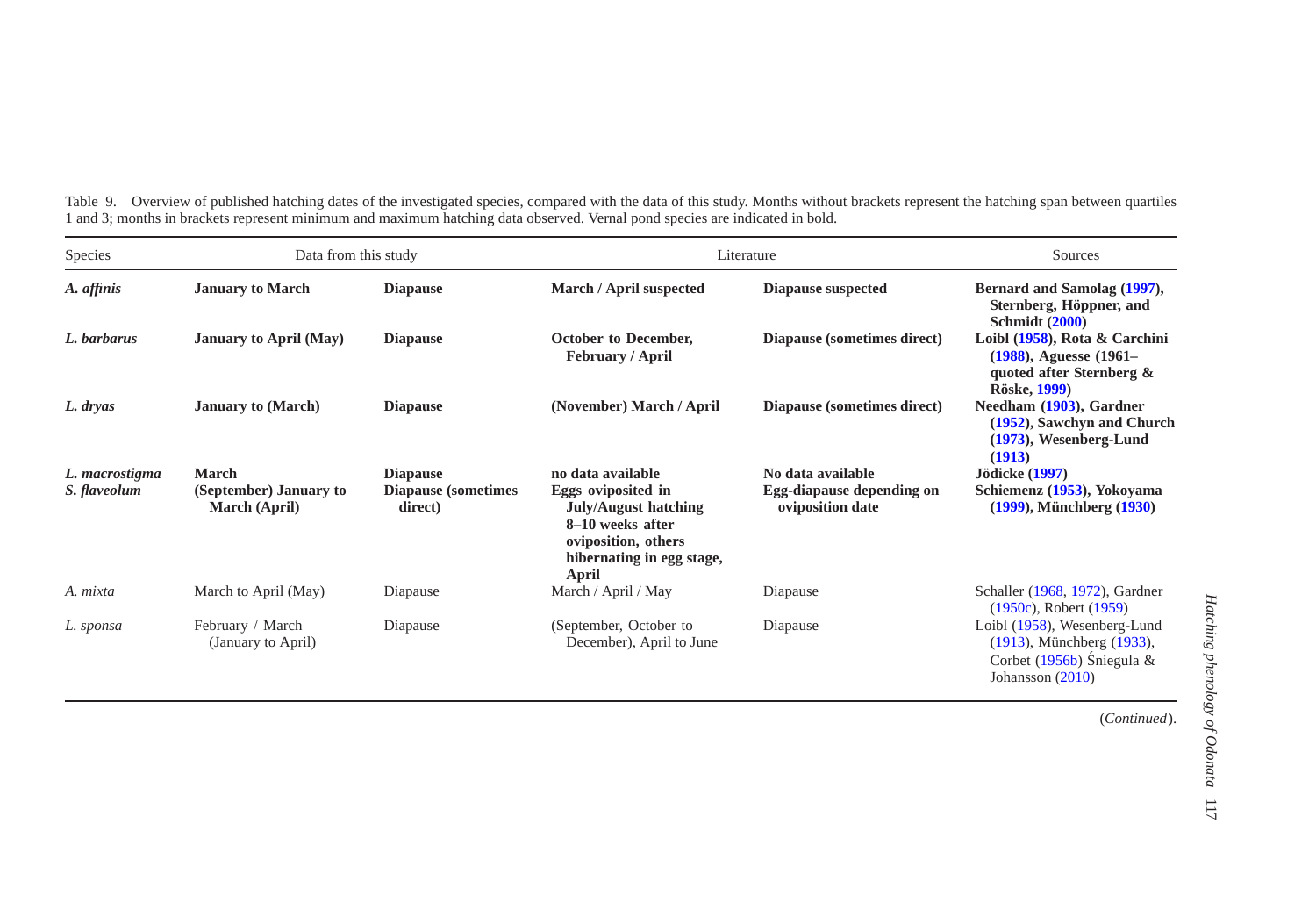Table 9. Overview of published hatching dates of the investigated species, compared with the data of this study. Months without brackets represent the hatching span between quartiles 1 and 3; months in brackets represent minimum and maximum hatching data observed. Vernal pond species are indicated in bold.

| Species | Data from this study | | Literature | | Sources |
|---|---|---|---|---|---|
| ***A. affinis*** | **January to March** | **Diapause** | **March / April suspected** | **Diapause suspected** | **Bernard and Samolag (1997), Sternberg, Höppner, and Schmidt (2000)** |
| ***L. barbarus*** | **January to April (May)** | **Diapause** | **October to December, February / April** | **Diapause (sometimes direct)** | **Loibl (1958), Rota & Carchini (1988), Aguesse (1961–quoted after Sternberg & Röske, 1999)** |
| ***L. dryas*** | **January to (March)** | **Diapause** | **(November) March / April** | **Diapause (sometimes direct)** | **Needham (1903), Gardner (1952), Sawchyn and Church (1973), Wesenberg-Lund (1913)** |
| ***L. macrostigma*** | **March** | **Diapause** | **no data available** | **No data available** | **Jödicke (1997)** |
| ***S. flaveolum*** | **(September) January to March (April)** | **Diapause (sometimes direct)** | **Eggs oviposited in July/August hatching 8–10 weeks after oviposition, others hibernating in egg stage, April** | **Egg-diapause depending on oviposition date** | **Schiemenz (1953), Yokoyama (1999), Münchberg (1930)** |
| *A. mixta* | March to April (May) | Diapause | March / April / May | Diapause | Schaller (1968, 1972), Gardner (1950c), Robert (1959) |
| *L. sponsa* | February / March (January to April) | Diapause | (September, October to December), April to June | Diapause | Loibl (1958), Wesenberg-Lund (1913), Münchberg (1933), Corbet (1956b) Śniegula & Johansson (2010) |

(*Continued*).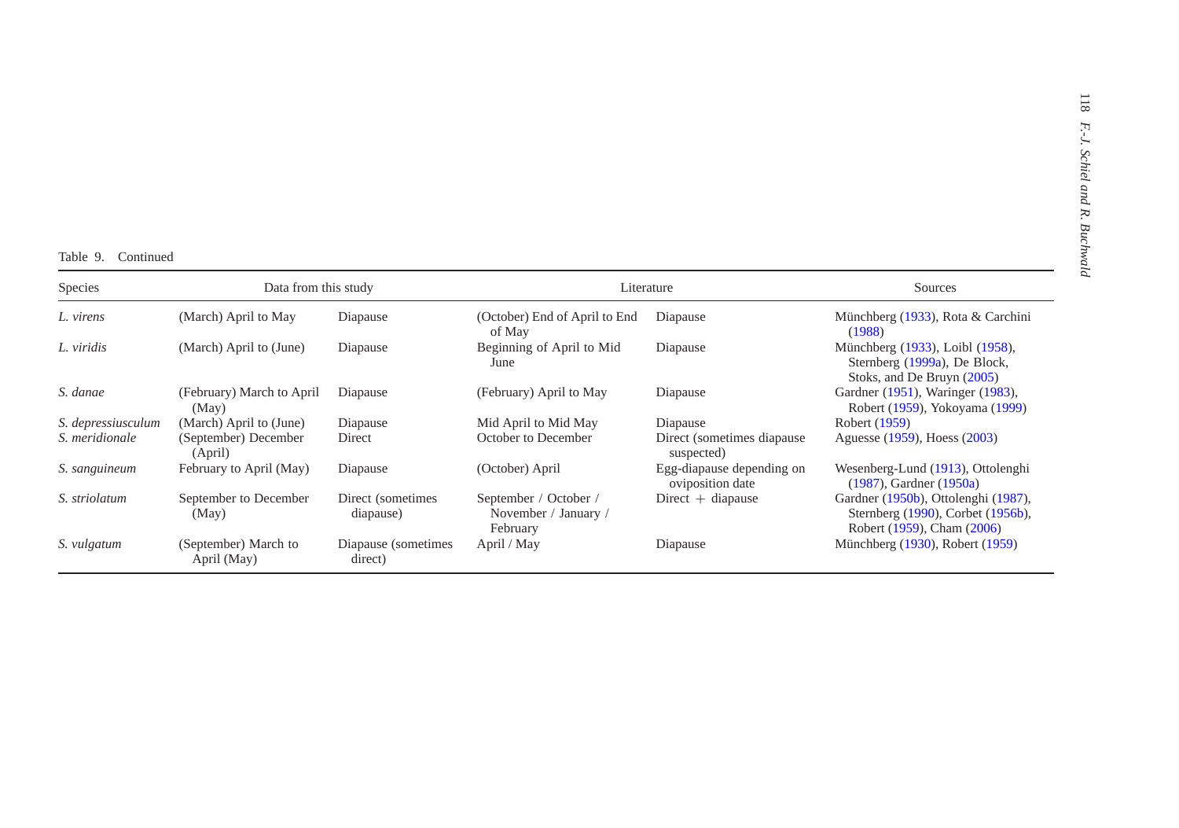Table 9. Continued

| Species | Data from this study | | Literature | | Sources |
|---|---|---|---|---|---|
| *L. virens* | (March) April to May | Diapause | (October) End of April to End of May | Diapause | Münchberg (1933), Rota & Carchini (1988) |
| *L. viridis* | (March) April to (June) | Diapause | Beginning of April to Mid June | Diapause | Münchberg (1933), Loibl (1958), Sternberg (1999a), De Block, Stoks, and De Bruyn (2005) |
| *S. danae* | (February) March to April (May) | Diapause | (February) April to May | Diapause | Gardner (1951), Waringer (1983), Robert (1959), Yokoyama (1999) |
| *S. depressiusculum* | (March) April to (June) | Diapause | Mid April to Mid May | Diapause | Robert (1959) |
| *S. meridionale* | (September) December (April) | Direct | October to December | Direct (sometimes diapause suspected) | Aguesse (1959), Hoess (2003) |
| *S. sanguineum* | February to April (May) | Diapause | (October) April | Egg-diapause depending on oviposition date | Wesenberg-Lund (1913), Ottolenghi (1987), Gardner (1950a) |
| *S. striolatum* | September to December (May) | Direct (sometimes diapause) | September / October / November / January / February | Direct + diapause | Gardner (1950b), Ottolenghi (1987), Sternberg (1990), Corbet (1956b), Robert (1959), Cham (2006) |
| *S. vulgatum* | (September) March to April (May) | Diapause (sometimes direct) | April / May | Diapause | Münchberg (1930), Robert (1959) |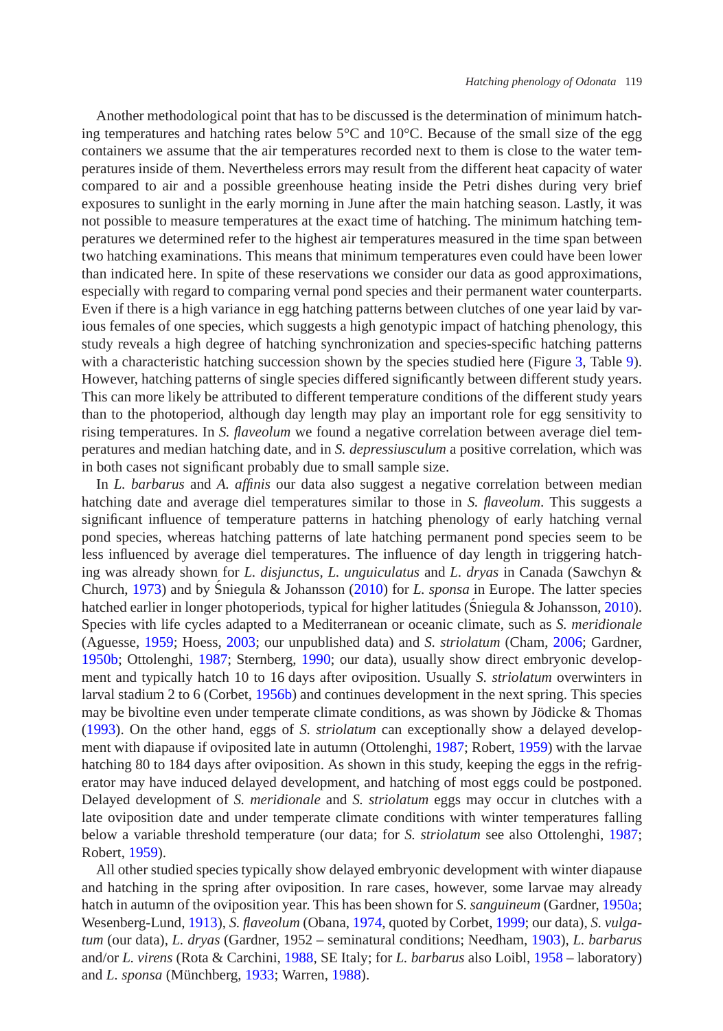Another methodological point that has to be discussed is the determination of minimum hatching temperatures and hatching rates below 5°C and 10°C. Because of the small size of the egg containers we assume that the air temperatures recorded next to them is close to the water temperatures inside of them. Nevertheless errors may result from the different heat capacity of water compared to air and a possible greenhouse heating inside the Petri dishes during very brief exposures to sunlight in the early morning in June after the main hatching season. Lastly, it was not possible to measure temperatures at the exact time of hatching. The minimum hatching temperatures we determined refer to the highest air temperatures measured in the time span between two hatching examinations. This means that minimum temperatures even could have been lower than indicated here. In spite of these reservations we consider our data as good approximations, especially with regard to comparing vernal pond species and their permanent water counterparts. Even if there is a high variance in egg hatching patterns between clutches of one year laid by various females of one species, which suggests a high genotypic impact of hatching phenology, this study reveals a high degree of hatching synchronization and species-specific hatching patterns with a characteristic hatching succession shown by the species studied here (Figure 3, Table 9). However, hatching patterns of single species differed significantly between different study years. This can more likely be attributed to different temperature conditions of the different study years than to the photoperiod, although day length may play an important role for egg sensitivity to rising temperatures. In *S. flaveolum* we found a negative correlation between average diel temperatures and median hatching date, and in *S. depressiusculum* a positive correlation, which was in both cases not significant probably due to small sample size.

In *L. barbarus* and *A. affinis* our data also suggest a negative correlation between median hatching date and average diel temperatures similar to those in *S. flaveolum*. This suggests a significant influence of temperature patterns in hatching phenology of early hatching vernal pond species, whereas hatching patterns of late hatching permanent pond species seem to be less influenced by average diel temperatures. The influence of day length in triggering hatching was already shown for *L. disjunctus*, *L. unguiculatus* and *L. dryas* in Canada (Sawchyn & Church, 1973) and by Śniegula & Johansson (2010) for *L. sponsa* in Europe. The latter species hatched earlier in longer photoperiods, typical for higher latitudes (Śniegula & Johansson, 2010). Species with life cycles adapted to a Mediterranean or oceanic climate, such as *S. meridionale* (Aguesse, 1959; Hoess, 2003; our unpublished data) and *S. striolatum* (Cham, 2006; Gardner, 1950b; Ottolenghi, 1987; Sternberg, 1990; our data), usually show direct embryonic development and typically hatch 10 to 16 days after oviposition. Usually *S. striolatum* overwinters in larval stadium 2 to 6 (Corbet, 1956b) and continues development in the next spring. This species may be bivoltine even under temperate climate conditions, as was shown by Jödicke & Thomas (1993). On the other hand, eggs of *S. striolatum* can exceptionally show a delayed development with diapause if oviposited late in autumn (Ottolenghi, 1987; Robert, 1959) with the larvae hatching 80 to 184 days after oviposition. As shown in this study, keeping the eggs in the refrigerator may have induced delayed development, and hatching of most eggs could be postponed. Delayed development of *S. meridionale* and *S. striolatum* eggs may occur in clutches with a late oviposition date and under temperate climate conditions with winter temperatures falling below a variable threshold temperature (our data; for *S. striolatum* see also Ottolenghi, 1987; Robert, 1959).

All other studied species typically show delayed embryonic development with winter diapause and hatching in the spring after oviposition. In rare cases, however, some larvae may already hatch in autumn of the oviposition year. This has been shown for *S. sanguineum* (Gardner, 1950a; Wesenberg-Lund, 1913), *S. flaveolum* (Obana, 1974, quoted by Corbet, 1999; our data), *S. vulgatum* (our data), *L. dryas* (Gardner, 1952 – seminatural conditions; Needham, 1903), *L. barbarus* and/or *L. virens* (Rota & Carchini, 1988, SE Italy; for *L. barbarus* also Loibl, 1958 – laboratory) and *L. sponsa* (Münchberg, 1933; Warren, 1988).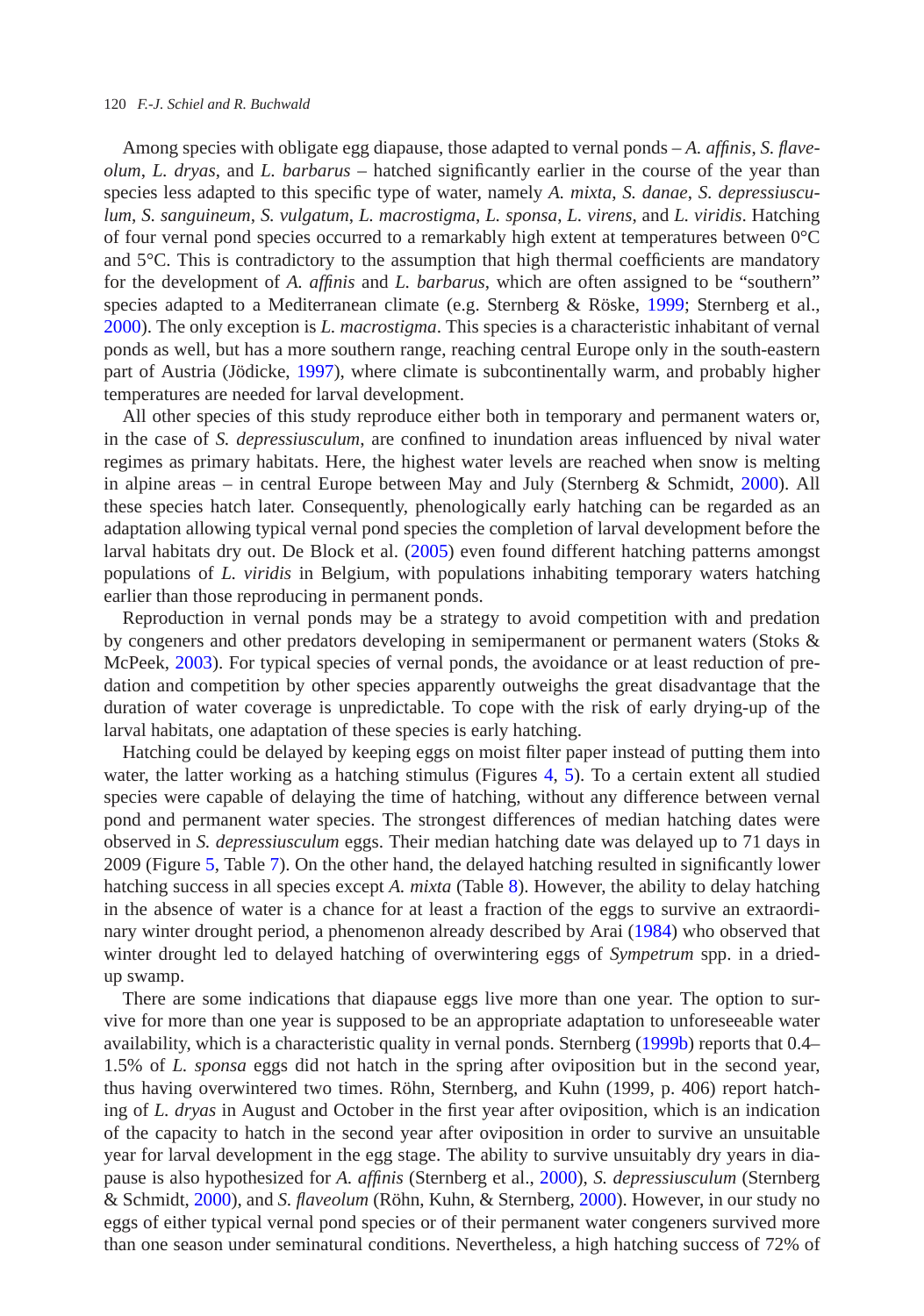Among species with obligate egg diapause, those adapted to vernal ponds – *A. affinis*, *S. flaveolum*, *L. dryas*, and *L. barbarus* – hatched significantly earlier in the course of the year than species less adapted to this specific type of water, namely *A. mixta*, *S. danae*, *S. depressiusculum*, *S. sanguineum*, *S. vulgatum*, *L. macrostigma*, *L. sponsa*, *L. virens*, and *L. viridis*. Hatching of four vernal pond species occurred to a remarkably high extent at temperatures between 0°C and 5°C. This is contradictory to the assumption that high thermal coefficients are mandatory for the development of *A. affinis* and *L. barbarus*, which are often assigned to be "southern" species adapted to a Mediterranean climate (e.g. Sternberg & Röske, 1999; Sternberg et al., 2000). The only exception is *L. macrostigma*. This species is a characteristic inhabitant of vernal ponds as well, but has a more southern range, reaching central Europe only in the south-eastern part of Austria (Jödicke, 1997), where climate is subcontinentally warm, and probably higher temperatures are needed for larval development.

All other species of this study reproduce either both in temporary and permanent waters or, in the case of *S. depressiusculum*, are confined to inundation areas influenced by nival water regimes as primary habitats. Here, the highest water levels are reached when snow is melting in alpine areas – in central Europe between May and July (Sternberg & Schmidt, 2000). All these species hatch later. Consequently, phenologically early hatching can be regarded as an adaptation allowing typical vernal pond species the completion of larval development before the larval habitats dry out. De Block et al. (2005) even found different hatching patterns amongst populations of *L. viridis* in Belgium, with populations inhabiting temporary waters hatching earlier than those reproducing in permanent ponds.

Reproduction in vernal ponds may be a strategy to avoid competition with and predation by congeners and other predators developing in semipermanent or permanent waters (Stoks & McPeek, 2003). For typical species of vernal ponds, the avoidance or at least reduction of predation and competition by other species apparently outweighs the great disadvantage that the duration of water coverage is unpredictable. To cope with the risk of early drying-up of the larval habitats, one adaptation of these species is early hatching.

Hatching could be delayed by keeping eggs on moist filter paper instead of putting them into water, the latter working as a hatching stimulus (Figures 4, 5). To a certain extent all studied species were capable of delaying the time of hatching, without any difference between vernal pond and permanent water species. The strongest differences of median hatching dates were observed in *S. depressiusculum* eggs. Their median hatching date was delayed up to 71 days in 2009 (Figure 5, Table 7). On the other hand, the delayed hatching resulted in significantly lower hatching success in all species except *A. mixta* (Table 8). However, the ability to delay hatching in the absence of water is a chance for at least a fraction of the eggs to survive an extraordinary winter drought period, a phenomenon already described by Arai (1984) who observed that winter drought led to delayed hatching of overwintering eggs of *Sympetrum* spp. in a dried-up swamp.

There are some indications that diapause eggs live more than one year. The option to survive for more than one year is supposed to be an appropriate adaptation to unforeseeable water availability, which is a characteristic quality in vernal ponds. Sternberg (1999b) reports that 0.4–1.5% of *L. sponsa* eggs did not hatch in the spring after oviposition but in the second year, thus having overwintered two times. Röhn, Sternberg, and Kuhn (1999, p. 406) report hatching of *L. dryas* in August and October in the first year after oviposition, which is an indication of the capacity to hatch in the second year after oviposition in order to survive an unsuitable year for larval development in the egg stage. The ability to survive unsuitably dry years in diapause is also hypothesized for *A. affinis* (Sternberg et al., 2000), *S. depressiusculum* (Sternberg & Schmidt, 2000), and *S. flaveolum* (Röhn, Kuhn, & Sternberg, 2000). However, in our study no eggs of either typical vernal pond species or of their permanent water congeners survived more than one season under seminatural conditions. Nevertheless, a high hatching success of 72% of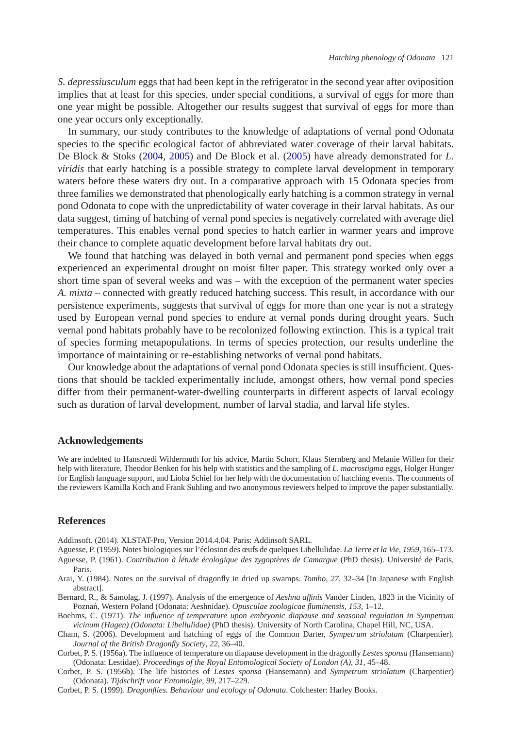*S. depressiusculum* eggs that had been kept in the refrigerator in the second year after oviposition implies that at least for this species, under special conditions, a survival of eggs for more than one year might be possible. Altogether our results suggest that survival of eggs for more than one year occurs only exceptionally.

In summary, our study contributes to the knowledge of adaptations of vernal pond Odonata species to the specific ecological factor of abbreviated water coverage of their larval habitats. De Block & Stoks (2004, 2005) and De Block et al. (2005) have already demonstrated for *L. viridis* that early hatching is a possible strategy to complete larval development in temporary waters before these waters dry out. In a comparative approach with 15 Odonata species from three families we demonstrated that phenologically early hatching is a common strategy in vernal pond Odonata to cope with the unpredictability of water coverage in their larval habitats. As our data suggest, timing of hatching of vernal pond species is negatively correlated with average diel temperatures. This enables vernal pond species to hatch earlier in warmer years and improve their chance to complete aquatic development before larval habitats dry out.

We found that hatching was delayed in both vernal and permanent pond species when eggs experienced an experimental drought on moist filter paper. This strategy worked only over a short time span of several weeks and was – with the exception of the permanent water species *A. mixta* – connected with greatly reduced hatching success. This result, in accordance with our persistence experiments, suggests that survival of eggs for more than one year is not a strategy used by European vernal pond species to endure at vernal ponds during drought years. Such vernal pond habitats probably have to be recolonized following extinction. This is a typical trait of species forming metapopulations. In terms of species protection, our results underline the importance of maintaining or re-establishing networks of vernal pond habitats.

Our knowledge about the adaptations of vernal pond Odonata species is still insufficient. Questions that should be tackled experimentally include, amongst others, how vernal pond species differ from their permanent-water-dwelling counterparts in different aspects of larval ecology such as duration of larval development, number of larval stadia, and larval life styles.

## Acknowledgements

We are indebted to Hansruedi Wildermuth for his advice, Martin Schorr, Klaus Sternberg and Melanie Willen for their help with literature, Theodor Benken for his help with statistics and the sampling of *L. macrostigma* eggs, Holger Hunger for English language support, and Lioba Schiel for her help with the documentation of hatching events. The comments of the reviewers Kamilla Koch and Frank Suhling and two anonymous reviewers helped to improve the paper substantially.

## References

Addinsoft. (2014). XLSTAT-Pro, Version 2014.4.04. Paris: Addinsoft SARL.

Aguesse, P. (1959). Notes biologiques sur l'éclosion des œufs de quelques Libellulidae. *La Terre et la Vie*, *1959*, 165–173.

Aguesse, P. (1961). *Contribution à ĺétude écologique des zygoptères de Camargue* (PhD thesis). Université de Paris, Paris.

Arai, Y. (1984). Notes on the survival of dragonfly in dried up swamps. *Tombo*, *27*, 32–34 [In Japanese with English abstract].

Bernard, R., & Samolag, J. (1997). Analysis of the emergence of *Aeshna affinis* Vander Linden, 1823 in the Vicinity of Poznań, Western Poland (Odonata: Aeshnidae). *Opusculae zoologicae fluminensis*, *153*, 1–12.

Boehms, C. (1971). *The influence of temperature upon embryonic diapause and seasonal regulation in Sympetrum vicinum (Hagen) (Odonata: Libellulidae)* (PhD thesis). University of North Carolina, Chapel Hill, NC, USA.

Cham, S. (2006). Development and hatching of eggs of the Common Darter, *Sympetrum striolatum* (Charpentier). *Journal of the British Dragonfly Society*, *22*, 36–40.

Corbet, P. S. (1956a). The influence of temperature on diapause development in the dragonfly *Lestes sponsa* (Hansemann) (Odonata: Lestidae). *Proceedings of the Royal Entomological Society of London (A)*, *31*, 45–48.

Corbet, P. S. (1956b). The life histories of *Lestes sponsa* (Hansemann) and *Sympetrum striolatum* (Charpentier) (Odonata). *Tijdschrift voor Entomolgie*, *99*, 217–229.

Corbet, P. S. (1999). *Dragonflies. Behaviour and ecology of Odonata*. Colchester: Harley Books.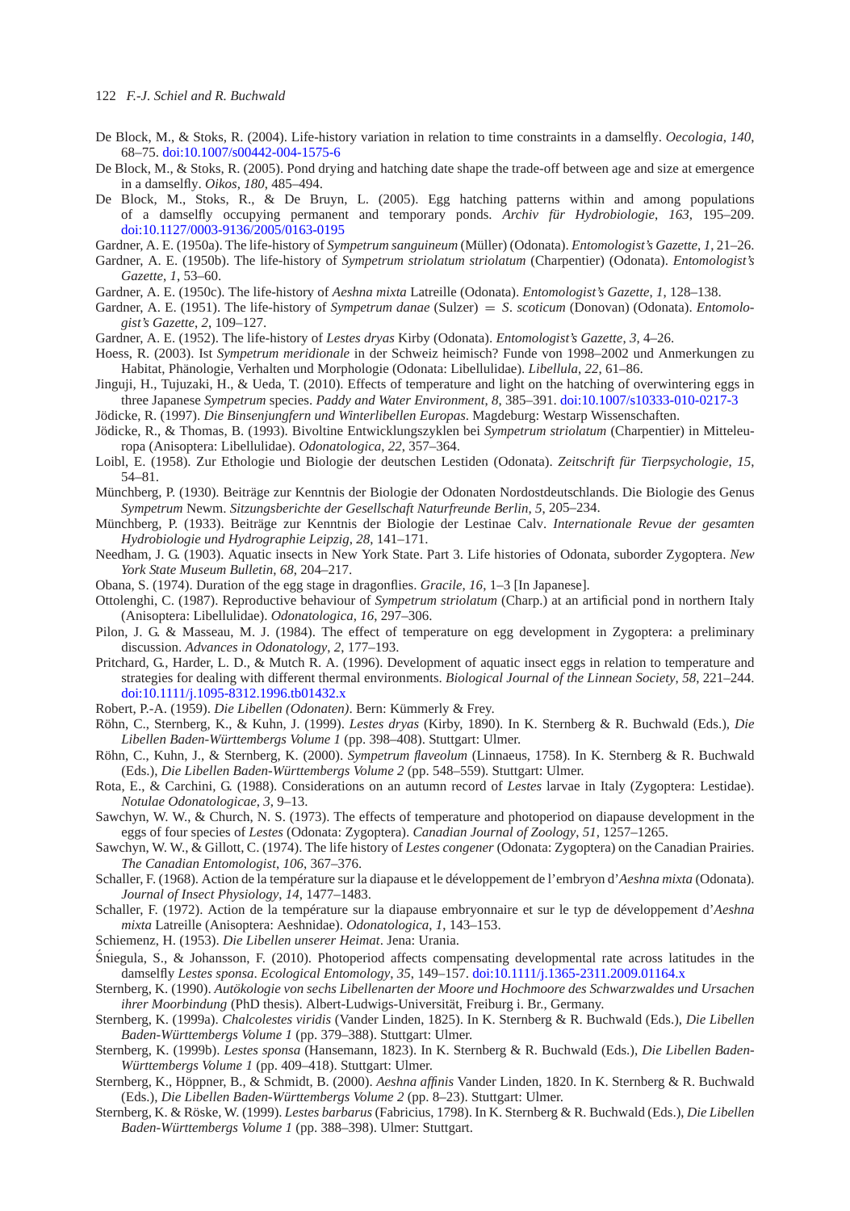De Block, M., & Stoks, R. (2004). Life-history variation in relation to time constraints in a damselfly. *Oecologia*, *140*, 68–75. doi:10.1007/s00442-004-1575-6

De Block, M., & Stoks, R. (2005). Pond drying and hatching date shape the trade-off between age and size at emergence in a damselfly. *Oikos*, *180*, 485–494.

De Block, M., Stoks, R., & De Bruyn, L. (2005). Egg hatching patterns within and among populations of a damselfly occupying permanent and temporary ponds. *Archiv für Hydrobiologie*, *163*, 195–209. doi:10.1127/0003-9136/2005/0163-0195

Gardner, A. E. (1950a). The life-history of *Sympetrum sanguineum* (Müller) (Odonata). *Entomologist's Gazette*, *1*, 21–26.

Gardner, A. E. (1950b). The life-history of *Sympetrum striolatum striolatum* (Charpentier) (Odonata). *Entomologist's Gazette*, *1*, 53–60.

Gardner, A. E. (1950c). The life-history of *Aeshna mixta* Latreille (Odonata). *Entomologist's Gazette*, *1*, 128–138.

Gardner, A. E. (1951). The life-history of *Sympetrum danae* (Sulzer) = *S. scoticum* (Donovan) (Odonata). *Entomologist's Gazette*, *2*, 109–127.

Gardner, A. E. (1952). The life-history of *Lestes dryas* Kirby (Odonata). *Entomologist's Gazette*, *3*, 4–26.

Hoess, R. (2003). Ist *Sympetrum meridionale* in der Schweiz heimisch? Funde von 1998–2002 und Anmerkungen zu Habitat, Phänologie, Verhalten und Morphologie (Odonata: Libellulidae). *Libellula*, *22*, 61–86.

Jinguji, H., Tujuzaki, H., & Ueda, T. (2010). Effects of temperature and light on the hatching of overwintering eggs in three Japanese *Sympetrum* species. *Paddy and Water Environment*, *8*, 385–391. doi:10.1007/s10333-010-0217-3

Jödicke, R. (1997). *Die Binsenjungfern und Winterlibellen Europas*. Magdeburg: Westarp Wissenschaften.

Jödicke, R., & Thomas, B. (1993). Bivoltine Entwicklungszyklen bei *Sympetrum striolatum* (Charpentier) in Mitteleuropa (Anisoptera: Libellulidae). *Odonatologica*, *22*, 357–364.

Loibl, E. (1958). Zur Ethologie und Biologie der deutschen Lestiden (Odonata). *Zeitschrift für Tierpsychologie*, *15*, 54–81.

Münchberg, P. (1930). Beiträge zur Kenntnis der Biologie der Odonaten Nordostdeutschlands. Die Biologie des Genus *Sympetrum* Newm. *Sitzungsberichte der Gesellschaft Naturfreunde Berlin*, *5*, 205–234.

Münchberg, P. (1933). Beiträge zur Kenntnis der Biologie der Lestinae Calv. *Internationale Revue der gesamten Hydrobiologie und Hydrographie Leipzig*, *28*, 141–171.

Needham, J. G. (1903). Aquatic insects in New York State. Part 3. Life histories of Odonata, suborder Zygoptera. *New York State Museum Bulletin*, *68*, 204–217.

Obana, S. (1974). Duration of the egg stage in dragonflies. *Gracile*, *16*, 1–3 [In Japanese].

Ottolenghi, C. (1987). Reproductive behaviour of *Sympetrum striolatum* (Charp.) at an artificial pond in northern Italy (Anisoptera: Libellulidae). *Odonatologica*, *16*, 297–306.

Pilon, J. G. & Masseau, M. J. (1984). The effect of temperature on egg development in Zygoptera: a preliminary discussion. *Advances in Odonatology*, *2*, 177–193.

Pritchard, G., Harder, L. D., & Mutch R. A. (1996). Development of aquatic insect eggs in relation to temperature and strategies for dealing with different thermal environments. *Biological Journal of the Linnean Society*, *58*, 221–244. doi:10.1111/j.1095-8312.1996.tb01432.x

Robert, P.-A. (1959). *Die Libellen (Odonaten)*. Bern: Kümmerly & Frey.

Röhn, C., Sternberg, K., & Kuhn, J. (1999). *Lestes dryas* (Kirby, 1890). In K. Sternberg & R. Buchwald (Eds.), *Die Libellen Baden-Württembergs Volume 1* (pp. 398–408). Stuttgart: Ulmer.

Röhn, C., Kuhn, J., & Sternberg, K. (2000). *Sympetrum flaveolum* (Linnaeus, 1758). In K. Sternberg & R. Buchwald (Eds.), *Die Libellen Baden-Württembergs Volume 2* (pp. 548–559). Stuttgart: Ulmer.

Rota, E., & Carchini, G. (1988). Considerations on an autumn record of *Lestes* larvae in Italy (Zygoptera: Lestidae). *Notulae Odonatologicae*, *3*, 9–13.

Sawchyn, W. W., & Church, N. S. (1973). The effects of temperature and photoperiod on diapause development in the eggs of four species of *Lestes* (Odonata: Zygoptera). *Canadian Journal of Zoology*, *51*, 1257–1265.

Sawchyn, W. W., & Gillott, C. (1974). The life history of *Lestes congener* (Odonata: Zygoptera) on the Canadian Prairies. *The Canadian Entomologist*, *106*, 367–376.

Schaller, F. (1968). Action de la température sur la diapause et le développement de l'embryon d'*Aeshna mixta* (Odonata). *Journal of Insect Physiology*, *14*, 1477–1483.

Schaller, F. (1972). Action de la température sur la diapause embryonnaire et sur le typ de développement d'*Aeshna mixta* Latreille (Anisoptera: Aeshnidae). *Odonatologica*, *1*, 143–153.

Schiemenz, H. (1953). *Die Libellen unserer Heimat*. Jena: Urania.

Śniegula, S., & Johansson, F. (2010). Photoperiod affects compensating developmental rate across latitudes in the damselfly *Lestes sponsa*. *Ecological Entomology*, *35*, 149–157. doi:10.1111/j.1365-2311.2009.01164.x

Sternberg, K. (1990). *Autökologie von sechs Libellenarten der Moore und Hochmoore des Schwarzwaldes und Ursachen ihrer Moorbindung* (PhD thesis). Albert-Ludwigs-Universität, Freiburg i. Br., Germany.

Sternberg, K. (1999a). *Chalcolestes viridis* (Vander Linden, 1825). In K. Sternberg & R. Buchwald (Eds.), *Die Libellen Baden-Württembergs Volume 1* (pp. 379–388). Stuttgart: Ulmer.

Sternberg, K. (1999b). *Lestes sponsa* (Hansemann, 1823). In K. Sternberg & R. Buchwald (Eds.), *Die Libellen Baden-Württembergs Volume 1* (pp. 409–418). Stuttgart: Ulmer.

Sternberg, K., Höppner, B., & Schmidt, B. (2000). *Aeshna affinis* Vander Linden, 1820. In K. Sternberg & R. Buchwald (Eds.), *Die Libellen Baden-Württembergs Volume 2* (pp. 8–23). Stuttgart: Ulmer.

Sternberg, K. & Röske, W. (1999). *Lestes barbarus* (Fabricius, 1798). In K. Sternberg & R. Buchwald (Eds.), *Die Libellen Baden-Württembergs Volume 1* (pp. 388–398). Ulmer: Stuttgart.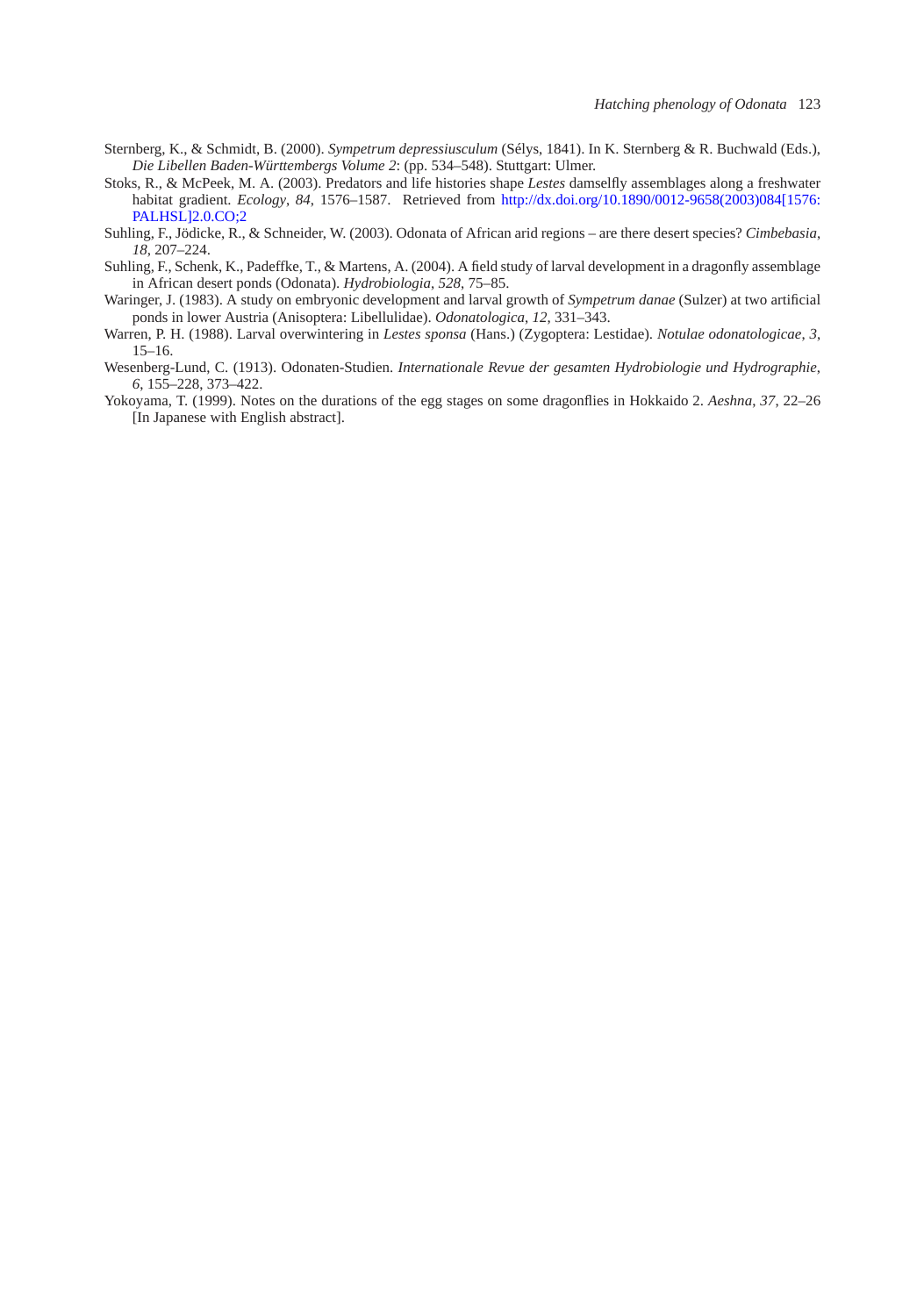Sternberg, K., & Schmidt, B. (2000). *Sympetrum depressiusculum* (Sélys, 1841). In K. Sternberg & R. Buchwald (Eds.), *Die Libellen Baden-Württembergs Volume 2*: (pp. 534–548). Stuttgart: Ulmer.

Stoks, R., & McPeek, M. A. (2003). Predators and life histories shape *Lestes* damselfly assemblages along a freshwater habitat gradient. *Ecology*, *84*, 1576–1587. Retrieved from http://dx.doi.org/10.1890/0012-9658(2003)084[1576:PALHSL]2.0.CO;2

Suhling, F., Jödicke, R., & Schneider, W. (2003). Odonata of African arid regions – are there desert species? *Cimbebasia*, *18*, 207–224.

Suhling, F., Schenk, K., Padeffke, T., & Martens, A. (2004). A field study of larval development in a dragonfly assemblage in African desert ponds (Odonata). *Hydrobiologia*, *528*, 75–85.

Waringer, J. (1983). A study on embryonic development and larval growth of *Sympetrum danae* (Sulzer) at two artificial ponds in lower Austria (Anisoptera: Libellulidae). *Odonatologica*, *12*, 331–343.

Warren, P. H. (1988). Larval overwintering in *Lestes sponsa* (Hans.) (Zygoptera: Lestidae). *Notulae odonatologicae*, *3*, 15–16.

Wesenberg-Lund, C. (1913). Odonaten-Studien. *Internationale Revue der gesamten Hydrobiologie und Hydrographie*, *6*, 155–228, 373–422.

Yokoyama, T. (1999). Notes on the durations of the egg stages on some dragonflies in Hokkaido 2. *Aeshna*, *37*, 22–26 [In Japanese with English abstract].